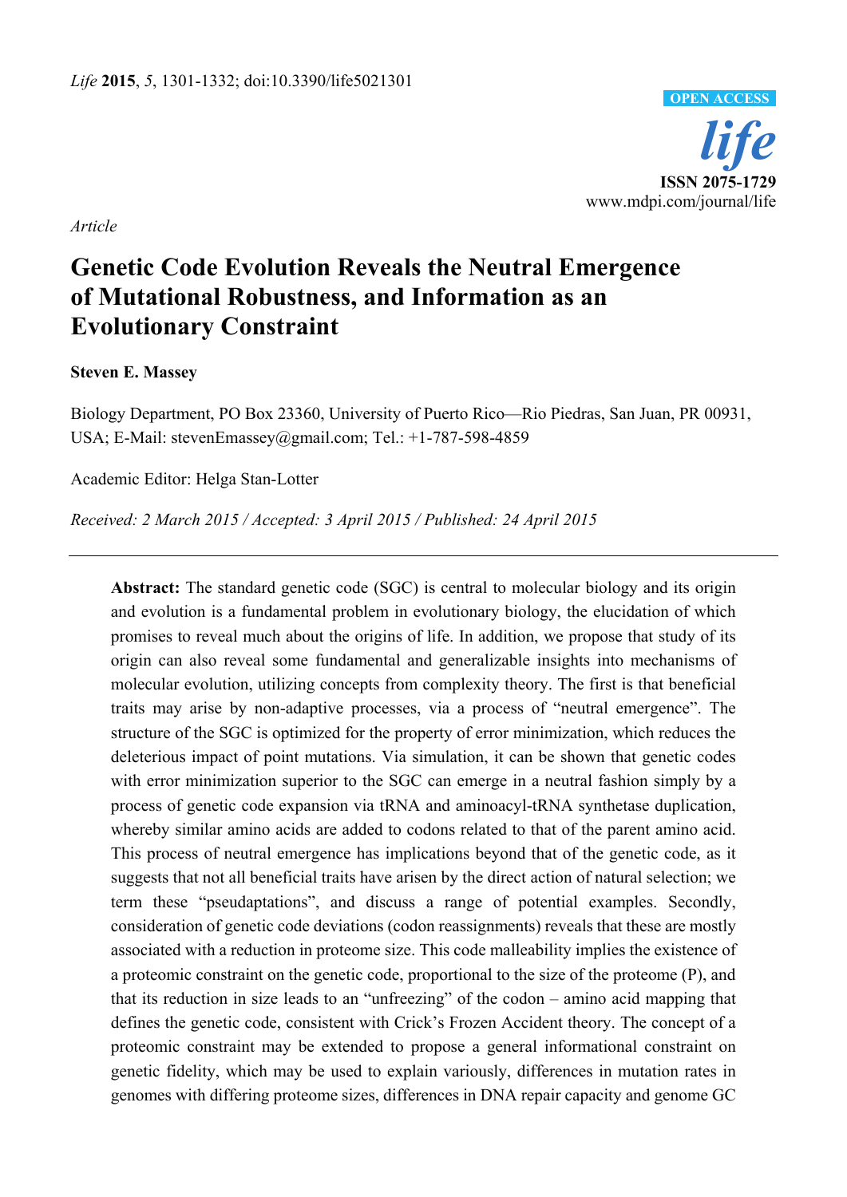*Article*

# Genetic Code Evolution Reveals the Neutral Emergence of Mutational Robustness, and Information as an Evolutionary Constraint

**Steven E. Massey**

Biology Department, PO Box 23360, University of Puerto Rico—Rio Piedras, San Juan, PR 00931, USA; E-Mail: stevenEmassey@gmail.com; Tel.: +1-787-598-4859

Academic Editor: Helga Stan-Lotter

*Received: 2 March 2015 / Accepted: 3 April 2015 / Published: 24 April 2015*

---

**Abstract:** The standard genetic code (SGC) is central to molecular biology and its origin and evolution is a fundamental problem in evolutionary biology, the elucidation of which promises to reveal much about the origins of life. In addition, we propose that study of its origin can also reveal some fundamental and generalizable insights into mechanisms of molecular evolution, utilizing concepts from complexity theory. The first is that beneficial traits may arise by non-adaptive processes, via a process of "neutral emergence". The structure of the SGC is optimized for the property of error minimization, which reduces the deleterious impact of point mutations. Via simulation, it can be shown that genetic codes with error minimization superior to the SGC can emerge in a neutral fashion simply by a process of genetic code expansion via tRNA and aminoacyl-tRNA synthetase duplication, whereby similar amino acids are added to codons related to that of the parent amino acid. This process of neutral emergence has implications beyond that of the genetic code, as it suggests that not all beneficial traits have arisen by the direct action of natural selection; we term these "pseudaptations", and discuss a range of potential examples. Secondly, consideration of genetic code deviations (codon reassignments) reveals that these are mostly associated with a reduction in proteome size. This code malleability implies the existence of a proteomic constraint on the genetic code, proportional to the size of the proteome (P), and that its reduction in size leads to an "unfreezing" of the codon – amino acid mapping that defines the genetic code, consistent with Crick's Frozen Accident theory. The concept of a proteomic constraint may be extended to propose a general informational constraint on genetic fidelity, which may be used to explain variously, differences in mutation rates in genomes with differing proteome sizes, differences in DNA repair capacity and genome GC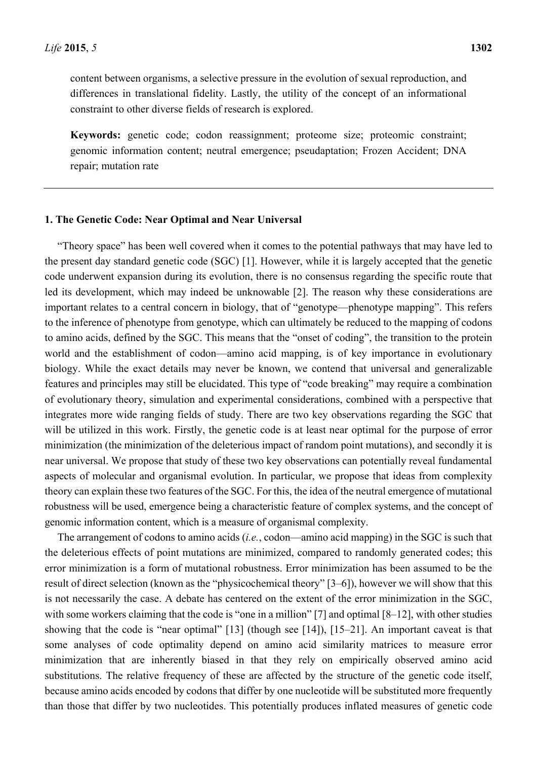content between organisms, a selective pressure in the evolution of sexual reproduction, and differences in translational fidelity. Lastly, the utility of the concept of an informational constraint to other diverse fields of research is explored.

**Keywords:** genetic code; codon reassignment; proteome size; proteomic constraint; genomic information content; neutral emergence; pseudaptation; Frozen Accident; DNA repair; mutation rate

---

## 1. The Genetic Code: Near Optimal and Near Universal

"Theory space" has been well covered when it comes to the potential pathways that may have led to the present day standard genetic code (SGC) [1]. However, while it is largely accepted that the genetic code underwent expansion during its evolution, there is no consensus regarding the specific route that led its development, which may indeed be unknowable [2]. The reason why these considerations are important relates to a central concern in biology, that of "genotype—phenotype mapping". This refers to the inference of phenotype from genotype, which can ultimately be reduced to the mapping of codons to amino acids, defined by the SGC. This means that the "onset of coding", the transition to the protein world and the establishment of codon—amino acid mapping, is of key importance in evolutionary biology. While the exact details may never be known, we contend that universal and generalizable features and principles may still be elucidated. This type of "code breaking" may require a combination of evolutionary theory, simulation and experimental considerations, combined with a perspective that integrates more wide ranging fields of study. There are two key observations regarding the SGC that will be utilized in this work. Firstly, the genetic code is at least near optimal for the purpose of error minimization (the minimization of the deleterious impact of random point mutations), and secondly it is near universal. We propose that study of these two key observations can potentially reveal fundamental aspects of molecular and organismal evolution. In particular, we propose that ideas from complexity theory can explain these two features of the SGC. For this, the idea of the neutral emergence of mutational robustness will be used, emergence being a characteristic feature of complex systems, and the concept of genomic information content, which is a measure of organismal complexity.

The arrangement of codons to amino acids (*i.e.*, codon—amino acid mapping) in the SGC is such that the deleterious effects of point mutations are minimized, compared to randomly generated codes; this error minimization is a form of mutational robustness. Error minimization has been assumed to be the result of direct selection (known as the "physicochemical theory" [3–6]), however we will show that this is not necessarily the case. A debate has centered on the extent of the error minimization in the SGC, with some workers claiming that the code is "one in a million" [7] and optimal [8–12], with other studies showing that the code is "near optimal" [13] (though see [14]), [15–21]. An important caveat is that some analyses of code optimality depend on amino acid similarity matrices to measure error minimization that are inherently biased in that they rely on empirically observed amino acid substitutions. The relative frequency of these are affected by the structure of the genetic code itself, because amino acids encoded by codons that differ by one nucleotide will be substituted more frequently than those that differ by two nucleotides. This potentially produces inflated measures of genetic code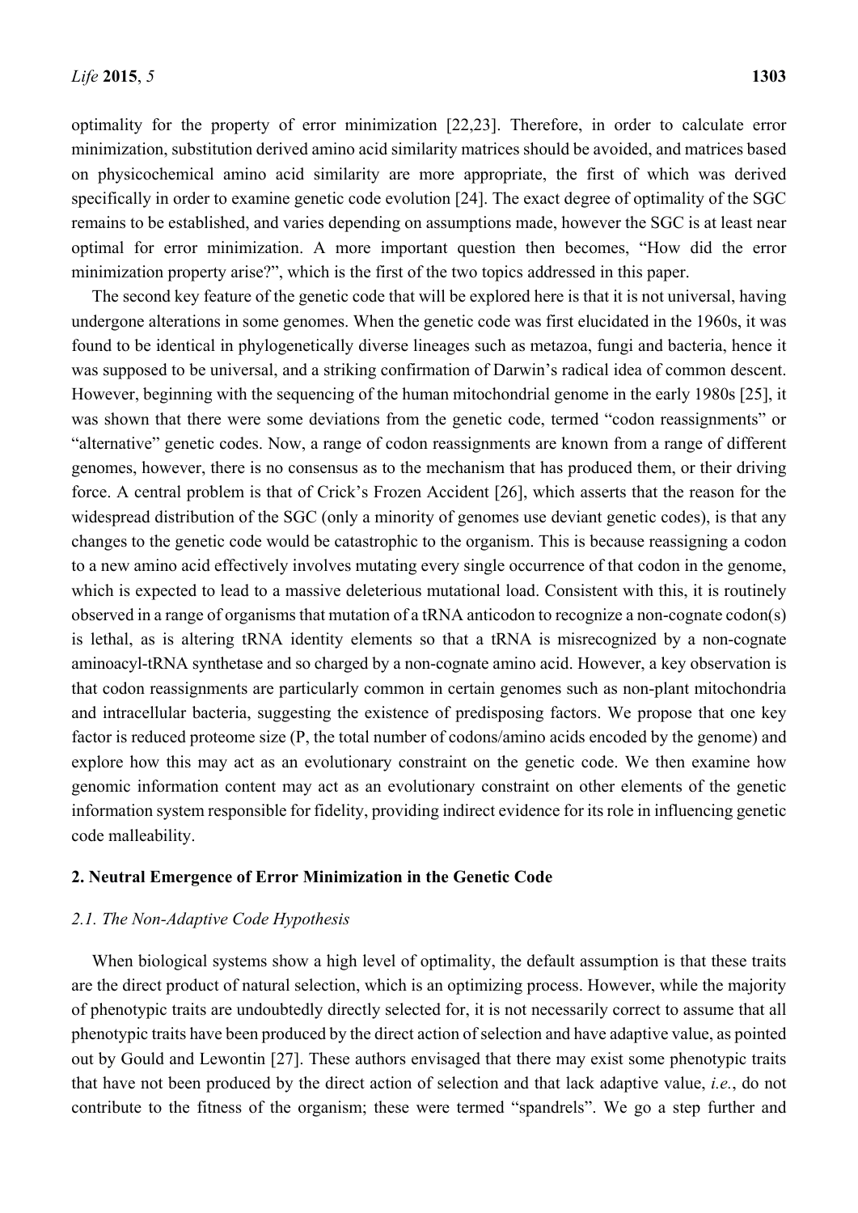optimality for the property of error minimization [22,23]. Therefore, in order to calculate error minimization, substitution derived amino acid similarity matrices should be avoided, and matrices based on physicochemical amino acid similarity are more appropriate, the first of which was derived specifically in order to examine genetic code evolution [24]. The exact degree of optimality of the SGC remains to be established, and varies depending on assumptions made, however the SGC is at least near optimal for error minimization. A more important question then becomes, "How did the error minimization property arise?", which is the first of the two topics addressed in this paper.

The second key feature of the genetic code that will be explored here is that it is not universal, having undergone alterations in some genomes. When the genetic code was first elucidated in the 1960s, it was found to be identical in phylogenetically diverse lineages such as metazoa, fungi and bacteria, hence it was supposed to be universal, and a striking confirmation of Darwin's radical idea of common descent. However, beginning with the sequencing of the human mitochondrial genome in the early 1980s [25], it was shown that there were some deviations from the genetic code, termed "codon reassignments" or "alternative" genetic codes. Now, a range of codon reassignments are known from a range of different genomes, however, there is no consensus as to the mechanism that has produced them, or their driving force. A central problem is that of Crick's Frozen Accident [26], which asserts that the reason for the widespread distribution of the SGC (only a minority of genomes use deviant genetic codes), is that any changes to the genetic code would be catastrophic to the organism. This is because reassigning a codon to a new amino acid effectively involves mutating every single occurrence of that codon in the genome, which is expected to lead to a massive deleterious mutational load. Consistent with this, it is routinely observed in a range of organisms that mutation of a tRNA anticodon to recognize a non-cognate codon(s) is lethal, as is altering tRNA identity elements so that a tRNA is misrecognized by a non-cognate aminoacyl-tRNA synthetase and so charged by a non-cognate amino acid. However, a key observation is that codon reassignments are particularly common in certain genomes such as non-plant mitochondria and intracellular bacteria, suggesting the existence of predisposing factors. We propose that one key factor is reduced proteome size (P, the total number of codons/amino acids encoded by the genome) and explore how this may act as an evolutionary constraint on the genetic code. We then examine how genomic information content may act as an evolutionary constraint on other elements of the genetic information system responsible for fidelity, providing indirect evidence for its role in influencing genetic code malleability.

## 2. Neutral Emergence of Error Minimization in the Genetic Code

### *2.1. The Non-Adaptive Code Hypothesis*

When biological systems show a high level of optimality, the default assumption is that these traits are the direct product of natural selection, which is an optimizing process. However, while the majority of phenotypic traits are undoubtedly directly selected for, it is not necessarily correct to assume that all phenotypic traits have been produced by the direct action of selection and have adaptive value, as pointed out by Gould and Lewontin [27]. These authors envisaged that there may exist some phenotypic traits that have not been produced by the direct action of selection and that lack adaptive value, *i.e.*, do not contribute to the fitness of the organism; these were termed "spandrels". We go a step further and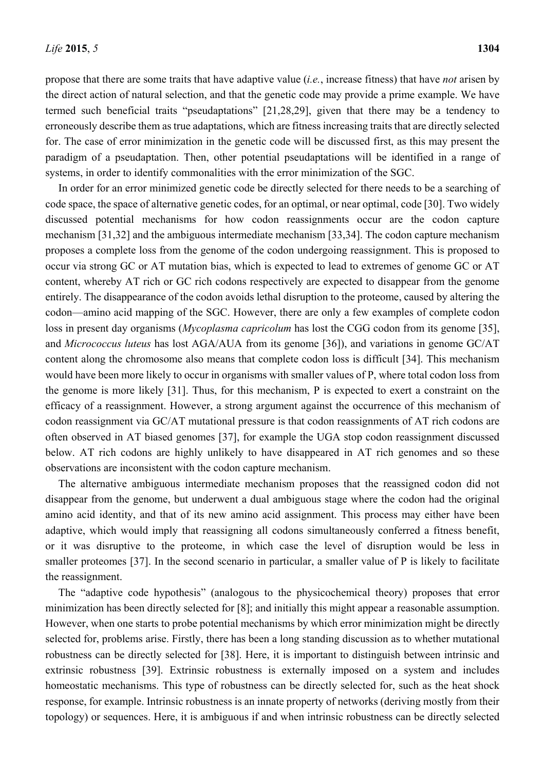propose that there are some traits that have adaptive value (*i.e.*, increase fitness) that have *not* arisen by the direct action of natural selection, and that the genetic code may provide a prime example. We have termed such beneficial traits "pseudaptations" [21,28,29], given that there may be a tendency to erroneously describe them as true adaptations, which are fitness increasing traits that are directly selected for. The case of error minimization in the genetic code will be discussed first, as this may present the paradigm of a pseudaptation. Then, other potential pseudaptations will be identified in a range of systems, in order to identify commonalities with the error minimization of the SGC.

In order for an error minimized genetic code be directly selected for there needs to be a searching of code space, the space of alternative genetic codes, for an optimal, or near optimal, code [30]. Two widely discussed potential mechanisms for how codon reassignments occur are the codon capture mechanism [31,32] and the ambiguous intermediate mechanism [33,34]. The codon capture mechanism proposes a complete loss from the genome of the codon undergoing reassignment. This is proposed to occur via strong GC or AT mutation bias, which is expected to lead to extremes of genome GC or AT content, whereby AT rich or GC rich codons respectively are expected to disappear from the genome entirely. The disappearance of the codon avoids lethal disruption to the proteome, caused by altering the codon—amino acid mapping of the SGC. However, there are only a few examples of complete codon loss in present day organisms (*Mycoplasma capricolum* has lost the CGG codon from its genome [35], and *Micrococcus luteus* has lost AGA/AUA from its genome [36]), and variations in genome GC/AT content along the chromosome also means that complete codon loss is difficult [34]. This mechanism would have been more likely to occur in organisms with smaller values of P, where total codon loss from the genome is more likely [31]. Thus, for this mechanism, P is expected to exert a constraint on the efficacy of a reassignment. However, a strong argument against the occurrence of this mechanism of codon reassignment via GC/AT mutational pressure is that codon reassignments of AT rich codons are often observed in AT biased genomes [37], for example the UGA stop codon reassignment discussed below. AT rich codons are highly unlikely to have disappeared in AT rich genomes and so these observations are inconsistent with the codon capture mechanism.

The alternative ambiguous intermediate mechanism proposes that the reassigned codon did not disappear from the genome, but underwent a dual ambiguous stage where the codon had the original amino acid identity, and that of its new amino acid assignment. This process may either have been adaptive, which would imply that reassigning all codons simultaneously conferred a fitness benefit, or it was disruptive to the proteome, in which case the level of disruption would be less in smaller proteomes [37]. In the second scenario in particular, a smaller value of P is likely to facilitate the reassignment.

The "adaptive code hypothesis" (analogous to the physicochemical theory) proposes that error minimization has been directly selected for [8]; and initially this might appear a reasonable assumption. However, when one starts to probe potential mechanisms by which error minimization might be directly selected for, problems arise. Firstly, there has been a long standing discussion as to whether mutational robustness can be directly selected for [38]. Here, it is important to distinguish between intrinsic and extrinsic robustness [39]. Extrinsic robustness is externally imposed on a system and includes homeostatic mechanisms. This type of robustness can be directly selected for, such as the heat shock response, for example. Intrinsic robustness is an innate property of networks (deriving mostly from their topology) or sequences. Here, it is ambiguous if and when intrinsic robustness can be directly selected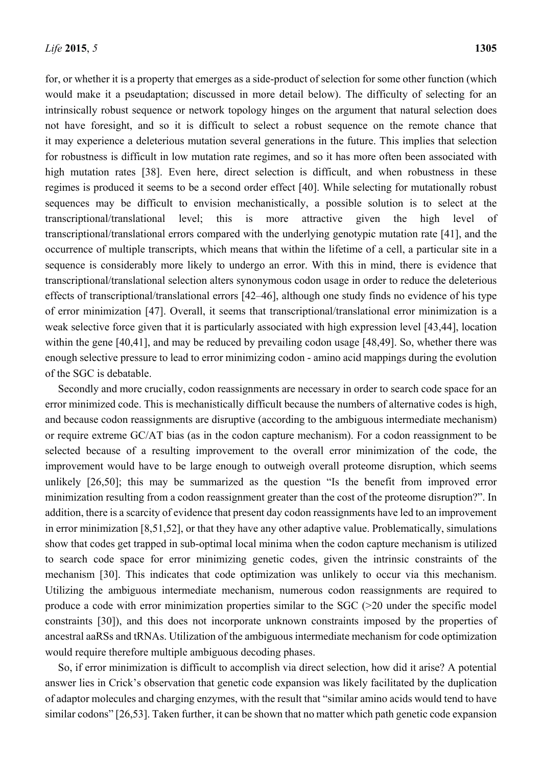for, or whether it is a property that emerges as a side-product of selection for some other function (which would make it a pseudaptation; discussed in more detail below). The difficulty of selecting for an intrinsically robust sequence or network topology hinges on the argument that natural selection does not have foresight, and so it is difficult to select a robust sequence on the remote chance that it may experience a deleterious mutation several generations in the future. This implies that selection for robustness is difficult in low mutation rate regimes, and so it has more often been associated with high mutation rates [38]. Even here, direct selection is difficult, and when robustness in these regimes is produced it seems to be a second order effect [40]. While selecting for mutationally robust sequences may be difficult to envision mechanistically, a possible solution is to select at the transcriptional/translational level; this is more attractive given the high level of transcriptional/translational errors compared with the underlying genotypic mutation rate [41], and the occurrence of multiple transcripts, which means that within the lifetime of a cell, a particular site in a sequence is considerably more likely to undergo an error. With this in mind, there is evidence that transcriptional/translational selection alters synonymous codon usage in order to reduce the deleterious effects of transcriptional/translational errors [42–46], although one study finds no evidence of his type of error minimization [47]. Overall, it seems that transcriptional/translational error minimization is a weak selective force given that it is particularly associated with high expression level [43,44], location within the gene [40,41], and may be reduced by prevailing codon usage [48,49]. So, whether there was enough selective pressure to lead to error minimizing codon - amino acid mappings during the evolution of the SGC is debatable.

Secondly and more crucially, codon reassignments are necessary in order to search code space for an error minimized code. This is mechanistically difficult because the numbers of alternative codes is high, and because codon reassignments are disruptive (according to the ambiguous intermediate mechanism) or require extreme GC/AT bias (as in the codon capture mechanism). For a codon reassignment to be selected because of a resulting improvement to the overall error minimization of the code, the improvement would have to be large enough to outweigh overall proteome disruption, which seems unlikely [26,50]; this may be summarized as the question "Is the benefit from improved error minimization resulting from a codon reassignment greater than the cost of the proteome disruption?". In addition, there is a scarcity of evidence that present day codon reassignments have led to an improvement in error minimization [8,51,52], or that they have any other adaptive value. Problematically, simulations show that codes get trapped in sub-optimal local minima when the codon capture mechanism is utilized to search code space for error minimizing genetic codes, given the intrinsic constraints of the mechanism [30]. This indicates that code optimization was unlikely to occur via this mechanism. Utilizing the ambiguous intermediate mechanism, numerous codon reassignments are required to produce a code with error minimization properties similar to the SGC (>20 under the specific model constraints [30]), and this does not incorporate unknown constraints imposed by the properties of ancestral aaRSs and tRNAs. Utilization of the ambiguous intermediate mechanism for code optimization would require therefore multiple ambiguous decoding phases.

So, if error minimization is difficult to accomplish via direct selection, how did it arise? A potential answer lies in Crick's observation that genetic code expansion was likely facilitated by the duplication of adaptor molecules and charging enzymes, with the result that "similar amino acids would tend to have similar codons" [26,53]. Taken further, it can be shown that no matter which path genetic code expansion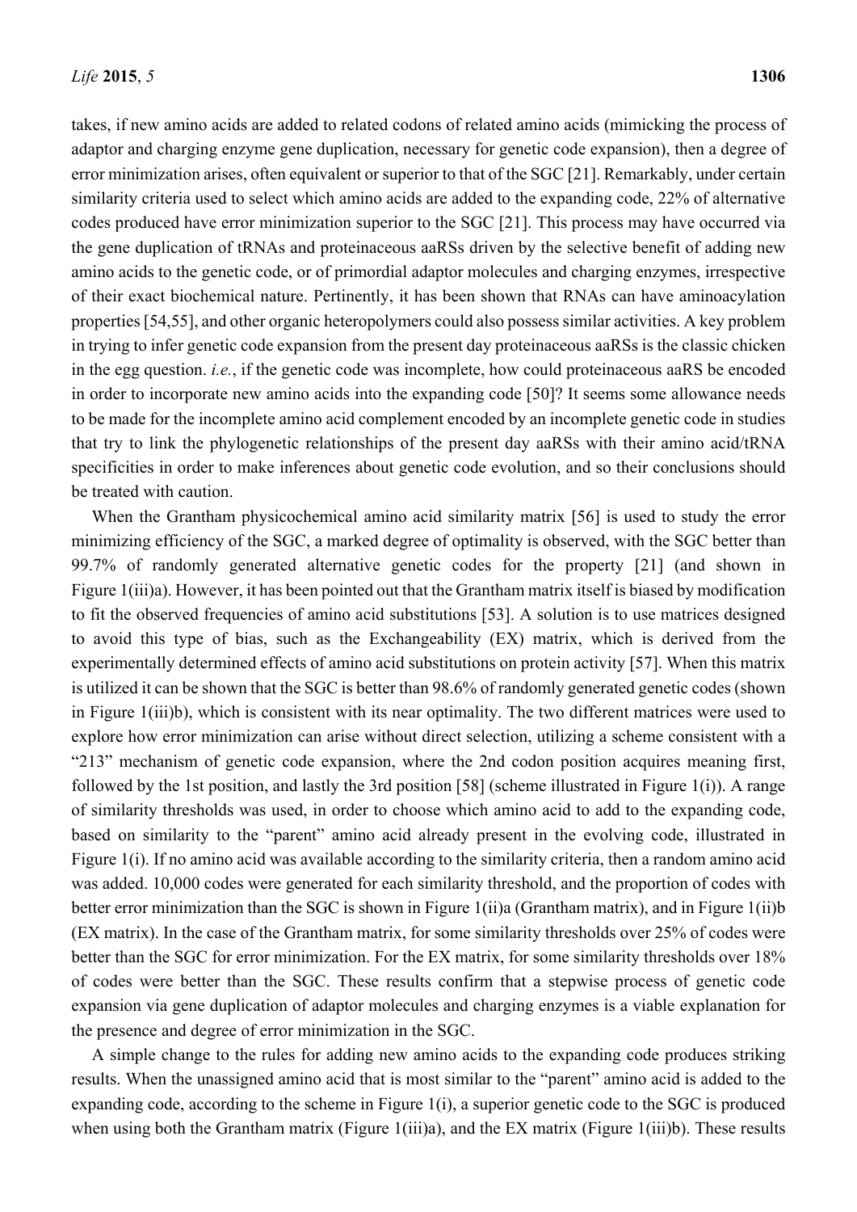takes, if new amino acids are added to related codons of related amino acids (mimicking the process of adaptor and charging enzyme gene duplication, necessary for genetic code expansion), then a degree of error minimization arises, often equivalent or superior to that of the SGC [21]. Remarkably, under certain similarity criteria used to select which amino acids are added to the expanding code, 22% of alternative codes produced have error minimization superior to the SGC [21]. This process may have occurred via the gene duplication of tRNAs and proteinaceous aaRSs driven by the selective benefit of adding new amino acids to the genetic code, or of primordial adaptor molecules and charging enzymes, irrespective of their exact biochemical nature. Pertinently, it has been shown that RNAs can have aminoacylation properties [54,55], and other organic heteropolymers could also possess similar activities. A key problem in trying to infer genetic code expansion from the present day proteinaceous aaRSs is the classic chicken in the egg question. *i.e.*, if the genetic code was incomplete, how could proteinaceous aaRS be encoded in order to incorporate new amino acids into the expanding code [50]? It seems some allowance needs to be made for the incomplete amino acid complement encoded by an incomplete genetic code in studies that try to link the phylogenetic relationships of the present day aaRSs with their amino acid/tRNA specificities in order to make inferences about genetic code evolution, and so their conclusions should be treated with caution.

When the Grantham physicochemical amino acid similarity matrix [56] is used to study the error minimizing efficiency of the SGC, a marked degree of optimality is observed, with the SGC better than 99.7% of randomly generated alternative genetic codes for the property [21] (and shown in Figure 1(iii)a). However, it has been pointed out that the Grantham matrix itself is biased by modification to fit the observed frequencies of amino acid substitutions [53]. A solution is to use matrices designed to avoid this type of bias, such as the Exchangeability (EX) matrix, which is derived from the experimentally determined effects of amino acid substitutions on protein activity [57]. When this matrix is utilized it can be shown that the SGC is better than 98.6% of randomly generated genetic codes (shown in Figure 1(iii)b), which is consistent with its near optimality. The two different matrices were used to explore how error minimization can arise without direct selection, utilizing a scheme consistent with a "213" mechanism of genetic code expansion, where the 2nd codon position acquires meaning first, followed by the 1st position, and lastly the 3rd position [58] (scheme illustrated in Figure 1(i)). A range of similarity thresholds was used, in order to choose which amino acid to add to the expanding code, based on similarity to the "parent" amino acid already present in the evolving code, illustrated in Figure 1(i). If no amino acid was available according to the similarity criteria, then a random amino acid was added. 10,000 codes were generated for each similarity threshold, and the proportion of codes with better error minimization than the SGC is shown in Figure 1(ii)a (Grantham matrix), and in Figure 1(ii)b (EX matrix). In the case of the Grantham matrix, for some similarity thresholds over 25% of codes were better than the SGC for error minimization. For the EX matrix, for some similarity thresholds over 18% of codes were better than the SGC. These results confirm that a stepwise process of genetic code expansion via gene duplication of adaptor molecules and charging enzymes is a viable explanation for the presence and degree of error minimization in the SGC.

A simple change to the rules for adding new amino acids to the expanding code produces striking results. When the unassigned amino acid that is most similar to the "parent" amino acid is added to the expanding code, according to the scheme in Figure 1(i), a superior genetic code to the SGC is produced when using both the Grantham matrix (Figure 1(iii)a), and the EX matrix (Figure 1(iii)b). These results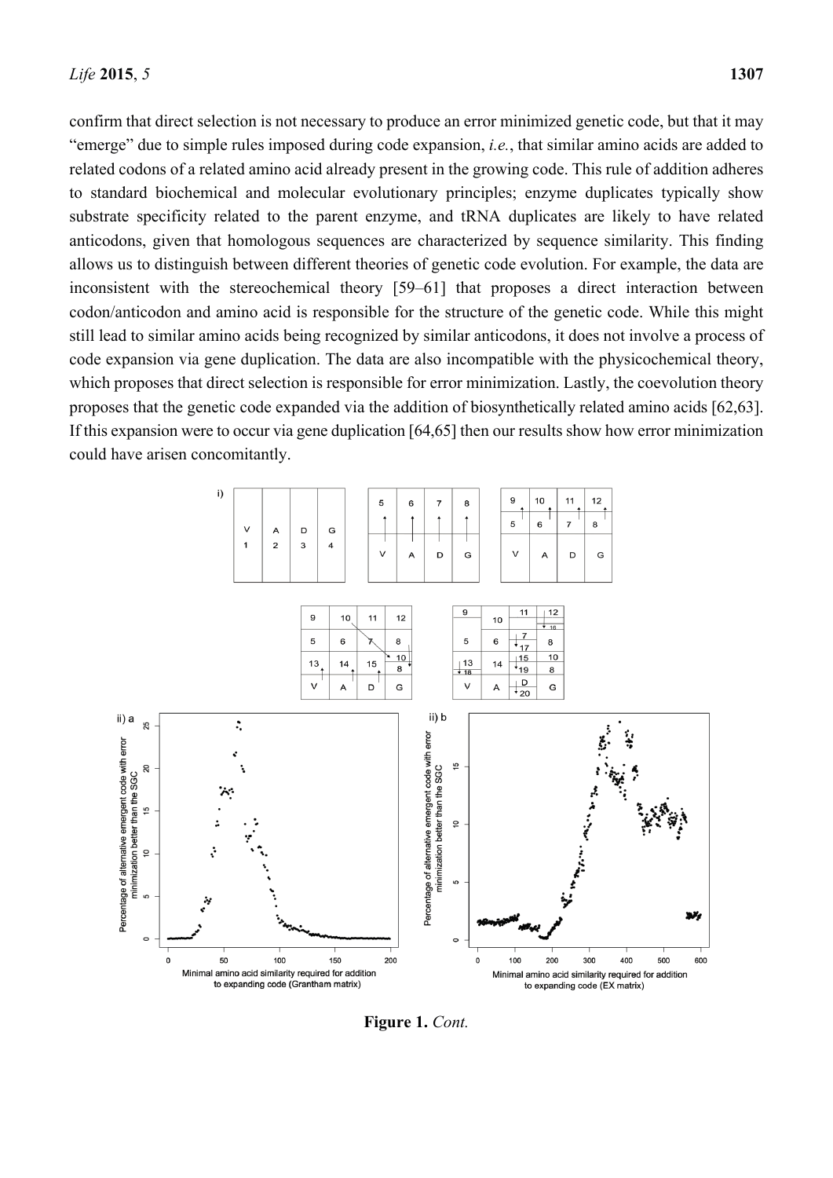confirm that direct selection is not necessary to produce an error minimized genetic code, but that it may "emerge" due to simple rules imposed during code expansion, *i.e.*, that similar amino acids are added to related codons of a related amino acid already present in the growing code. This rule of addition adheres to standard biochemical and molecular evolutionary principles; enzyme duplicates typically show substrate specificity related to the parent enzyme, and tRNA duplicates are likely to have related anticodons, given that homologous sequences are characterized by sequence similarity. This finding allows us to distinguish between different theories of genetic code evolution. For example, the data are inconsistent with the stereochemical theory [59–61] that proposes a direct interaction between codon/anticodon and amino acid is responsible for the structure of the genetic code. While this might still lead to similar amino acids being recognized by similar anticodons, it does not involve a process of code expansion via gene duplication. The data are also incompatible with the physicochemical theory, which proposes that direct selection is responsible for error minimization. Lastly, the coevolution theory proposes that the genetic code expanded via the addition of biosynthetically related amino acids [62,63]. If this expansion were to occur via gene duplication [64,65] then our results show how error minimization could have arisen concomitantly.

**Figure 1.** *Cont.*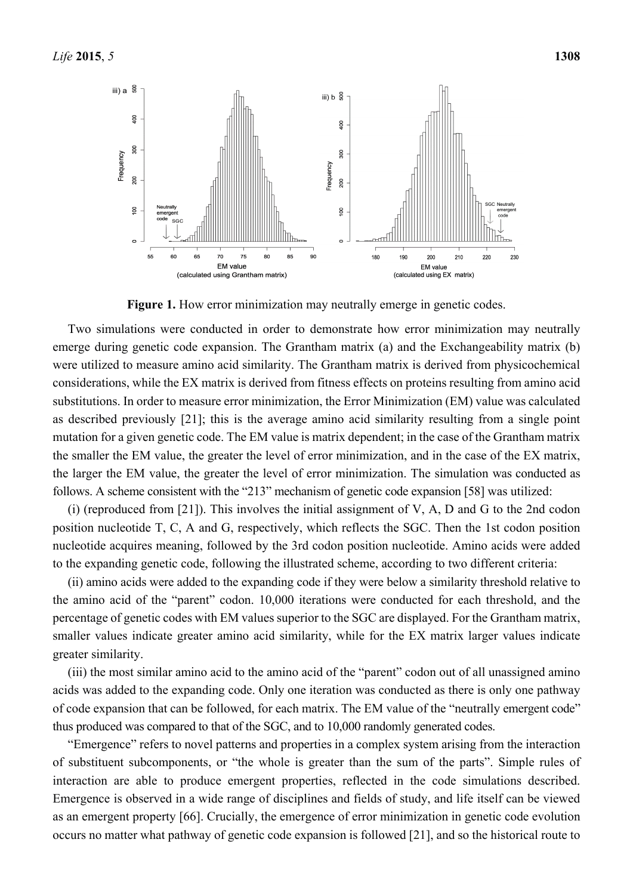**Figure 1.** How error minimization may neutrally emerge in genetic codes.

Two simulations were conducted in order to demonstrate how error minimization may neutrally emerge during genetic code expansion. The Grantham matrix (a) and the Exchangeability matrix (b) were utilized to measure amino acid similarity. The Grantham matrix is derived from physicochemical considerations, while the EX matrix is derived from fitness effects on proteins resulting from amino acid substitutions. In order to measure error minimization, the Error Minimization (EM) value was calculated as described previously [21]; this is the average amino acid similarity resulting from a single point mutation for a given genetic code. The EM value is matrix dependent; in the case of the Grantham matrix the smaller the EM value, the greater the level of error minimization, and in the case of the EX matrix, the larger the EM value, the greater the level of error minimization. The simulation was conducted as follows. A scheme consistent with the "213" mechanism of genetic code expansion [58] was utilized:

(i) (reproduced from [21]). This involves the initial assignment of V, A, D and G to the 2nd codon position nucleotide T, C, A and G, respectively, which reflects the SGC. Then the 1st codon position nucleotide acquires meaning, followed by the 3rd codon position nucleotide. Amino acids were added to the expanding genetic code, following the illustrated scheme, according to two different criteria:

(ii) amino acids were added to the expanding code if they were below a similarity threshold relative to the amino acid of the "parent" codon. 10,000 iterations were conducted for each threshold, and the percentage of genetic codes with EM values superior to the SGC are displayed. For the Grantham matrix, smaller values indicate greater amino acid similarity, while for the EX matrix larger values indicate greater similarity.

(iii) the most similar amino acid to the amino acid of the "parent" codon out of all unassigned amino acids was added to the expanding code. Only one iteration was conducted as there is only one pathway of code expansion that can be followed, for each matrix. The EM value of the "neutrally emergent code" thus produced was compared to that of the SGC, and to 10,000 randomly generated codes.

"Emergence" refers to novel patterns and properties in a complex system arising from the interaction of substituent subcomponents, or "the whole is greater than the sum of the parts". Simple rules of interaction are able to produce emergent properties, reflected in the code simulations described. Emergence is observed in a wide range of disciplines and fields of study, and life itself can be viewed as an emergent property [66]. Crucially, the emergence of error minimization in genetic code evolution occurs no matter what pathway of genetic code expansion is followed [21], and so the historical route to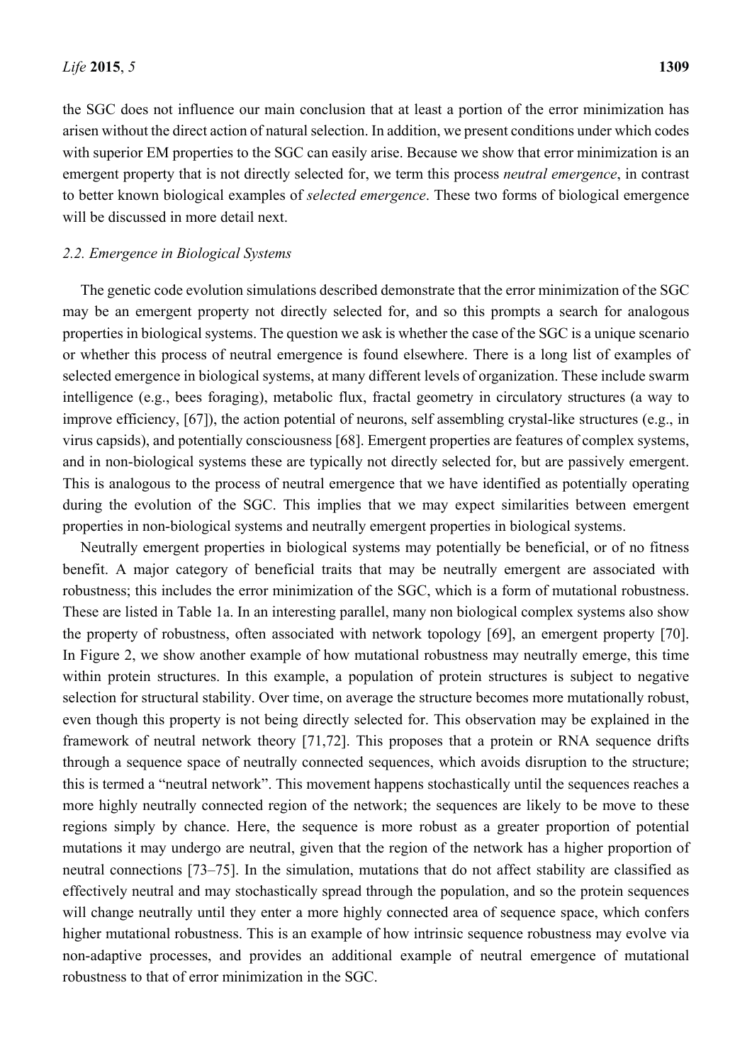the SGC does not influence our main conclusion that at least a portion of the error minimization has arisen without the direct action of natural selection. In addition, we present conditions under which codes with superior EM properties to the SGC can easily arise. Because we show that error minimization is an emergent property that is not directly selected for, we term this process *neutral emergence*, in contrast to better known biological examples of *selected emergence*. These two forms of biological emergence will be discussed in more detail next.

### *2.2. Emergence in Biological Systems*

The genetic code evolution simulations described demonstrate that the error minimization of the SGC may be an emergent property not directly selected for, and so this prompts a search for analogous properties in biological systems. The question we ask is whether the case of the SGC is a unique scenario or whether this process of neutral emergence is found elsewhere. There is a long list of examples of selected emergence in biological systems, at many different levels of organization. These include swarm intelligence (e.g., bees foraging), metabolic flux, fractal geometry in circulatory structures (a way to improve efficiency, [67]), the action potential of neurons, self assembling crystal-like structures (e.g., in virus capsids), and potentially consciousness [68]. Emergent properties are features of complex systems, and in non-biological systems these are typically not directly selected for, but are passively emergent. This is analogous to the process of neutral emergence that we have identified as potentially operating during the evolution of the SGC. This implies that we may expect similarities between emergent properties in non-biological systems and neutrally emergent properties in biological systems.

Neutrally emergent properties in biological systems may potentially be beneficial, or of no fitness benefit. A major category of beneficial traits that may be neutrally emergent are associated with robustness; this includes the error minimization of the SGC, which is a form of mutational robustness. These are listed in Table 1a. In an interesting parallel, many non biological complex systems also show the property of robustness, often associated with network topology [69], an emergent property [70]. In Figure 2, we show another example of how mutational robustness may neutrally emerge, this time within protein structures. In this example, a population of protein structures is subject to negative selection for structural stability. Over time, on average the structure becomes more mutationally robust, even though this property is not being directly selected for. This observation may be explained in the framework of neutral network theory [71,72]. This proposes that a protein or RNA sequence drifts through a sequence space of neutrally connected sequences, which avoids disruption to the structure; this is termed a "neutral network". This movement happens stochastically until the sequences reaches a more highly neutrally connected region of the network; the sequences are likely to be move to these regions simply by chance. Here, the sequence is more robust as a greater proportion of potential mutations it may undergo are neutral, given that the region of the network has a higher proportion of neutral connections [73–75]. In the simulation, mutations that do not affect stability are classified as effectively neutral and may stochastically spread through the population, and so the protein sequences will change neutrally until they enter a more highly connected area of sequence space, which confers higher mutational robustness. This is an example of how intrinsic sequence robustness may evolve via non-adaptive processes, and provides an additional example of neutral emergence of mutational robustness to that of error minimization in the SGC.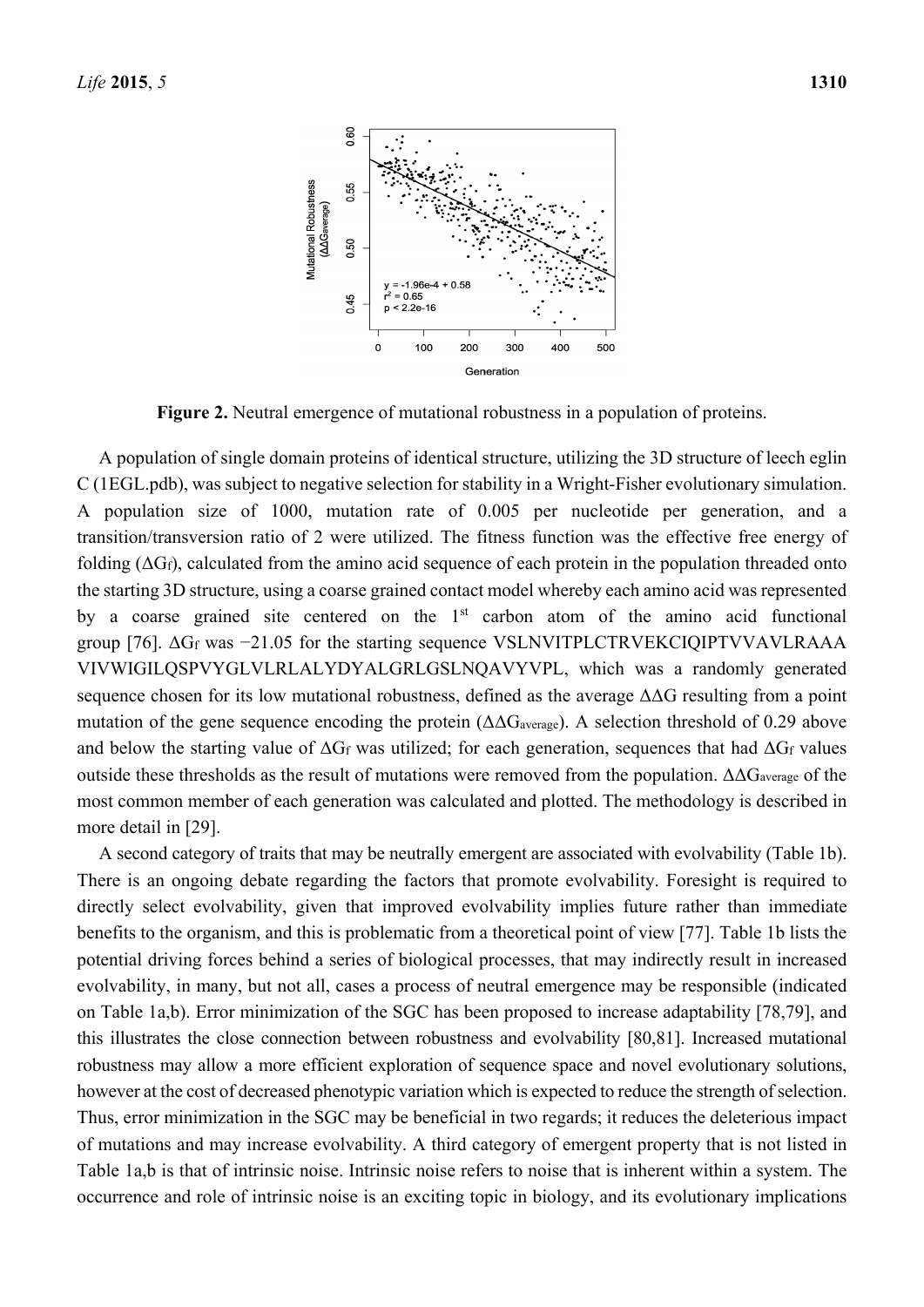**Figure 2.** Neutral emergence of mutational robustness in a population of proteins.

A population of single domain proteins of identical structure, utilizing the 3D structure of leech eglin C (1EGL.pdb), was subject to negative selection for stability in a Wright-Fisher evolutionary simulation. A population size of 1000, mutation rate of 0.005 per nucleotide per generation, and a transition/transversion ratio of 2 were utilized. The fitness function was the effective free energy of folding ($\Delta G_f$), calculated from the amino acid sequence of each protein in the population threaded onto the starting 3D structure, using a coarse grained contact model whereby each amino acid was represented by a coarse grained site centered on the 1st carbon atom of the amino acid functional group [76]. $\Delta G_f$ was −21.05 for the starting sequence VSLNVITPLCTRVEKCIQIPTVVAVLRAAA VIVWIGILQSPVYGLVLRLALYDYALGRLGSLNQAVYVPL, which was a randomly generated sequence chosen for its low mutational robustness, defined as the average $\Delta\Delta G$ resulting from a point mutation of the gene sequence encoding the protein ($\Delta\Delta G_{average}$). A selection threshold of 0.29 above and below the starting value of $\Delta G_f$ was utilized; for each generation, sequences that had $\Delta G_f$ values outside these thresholds as the result of mutations were removed from the population. $\Delta\Delta G_{average}$ of the most common member of each generation was calculated and plotted. The methodology is described in more detail in [29].

A second category of traits that may be neutrally emergent are associated with evolvability (Table 1b). There is an ongoing debate regarding the factors that promote evolvability. Foresight is required to directly select evolvability, given that improved evolvability implies future rather than immediate benefits to the organism, and this is problematic from a theoretical point of view [77]. Table 1b lists the potential driving forces behind a series of biological processes, that may indirectly result in increased evolvability, in many, but not all, cases a process of neutral emergence may be responsible (indicated on Table 1a,b). Error minimization of the SGC has been proposed to increase adaptability [78,79], and this illustrates the close connection between robustness and evolvability [80,81]. Increased mutational robustness may allow a more efficient exploration of sequence space and novel evolutionary solutions, however at the cost of decreased phenotypic variation which is expected to reduce the strength of selection. Thus, error minimization in the SGC may be beneficial in two regards; it reduces the deleterious impact of mutations and may increase evolvability. A third category of emergent property that is not listed in Table 1a,b is that of intrinsic noise. Intrinsic noise refers to noise that is inherent within a system. The occurrence and role of intrinsic noise is an exciting topic in biology, and its evolutionary implications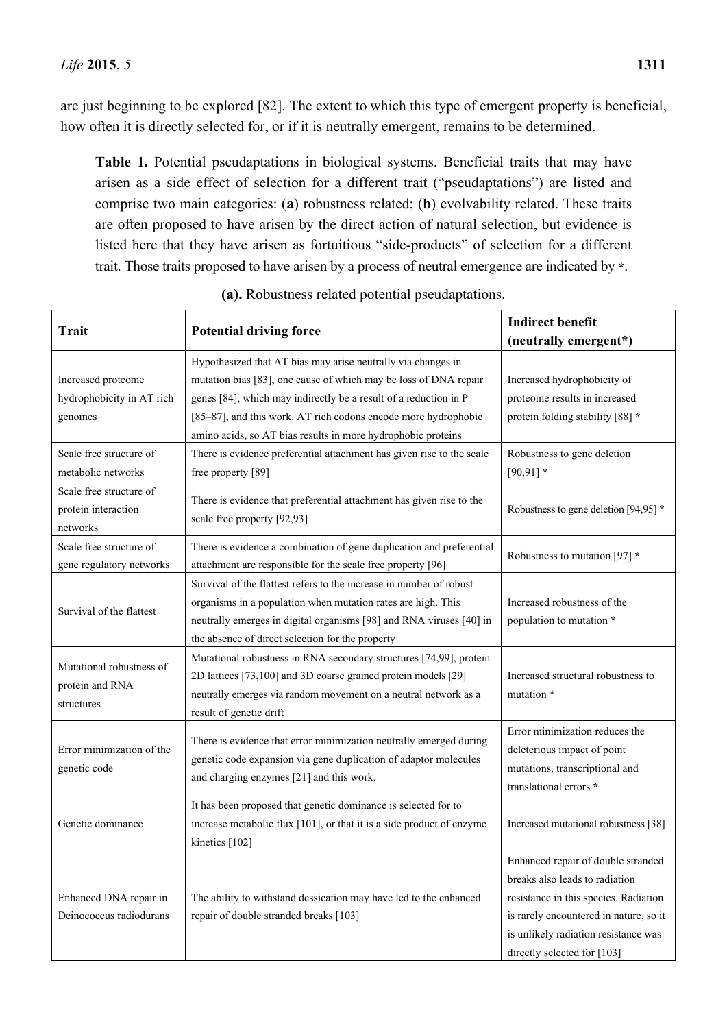are just beginning to be explored [82]. The extent to which this type of emergent property is beneficial, how often it is directly selected for, or if it is neutrally emergent, remains to be determined.

**Table 1.** Potential pseudaptations in biological systems. Beneficial traits that may have arisen as a side effect of selection for a different trait ("pseudaptations") are listed and comprise two main categories: (**a**) robustness related; (**b**) evolvability related. These traits are often proposed to have arisen by the direct action of natural selection, but evidence is listed here that they have arisen as fortuitious "side-products" of selection for a different trait. Those traits proposed to have arisen by a process of neutral emergence are indicated by *.

**(a).** Robustness related potential pseudaptations.

| Trait | Potential driving force | Indirect benefit (neutrally emergent*) |
| --- | --- | --- |
| Increased proteome hydrophobicity in AT rich genomes | Hypothesized that AT bias may arise neutrally via changes in mutation bias [83], one cause of which may be loss of DNA repair genes [84], which may indirectly be a result of a reduction in P [85–87], and this work. AT rich codons encode more hydrophobic amino acids, so AT bias results in more hydrophobic proteins | Increased hydrophobicity of proteome results in increased protein folding stability [88] * |
| Scale free structure of metabolic networks | There is evidence preferential attachment has given rise to the scale free property [89] | Robustness to gene deletion [90,91] * |
| Scale free structure of protein interaction networks | There is evidence that preferential attachment has given rise to the scale free property [92,93] | Robustness to gene deletion [94,95] * |
| Scale free structure of gene regulatory networks | There is evidence a combination of gene duplication and preferential attachment are responsible for the scale free property [96] | Robustness to mutation [97] * |
| Survival of the flattest | Survival of the flattest refers to the increase in number of robust organisms in a population when mutation rates are high. This neutrally emerges in digital organisms [98] and RNA viruses [40] in the absence of direct selection for the property | Increased robustness of the population to mutation * |
| Mutational robustness of protein and RNA structures | Mutational robustness in RNA secondary structures [74,99], protein 2D lattices [73,100] and 3D coarse grained protein models [29] neutrally emerges via random movement on a neutral network as a result of genetic drift | Increased structural robustness to mutation * |
| Error minimization of the genetic code | There is evidence that error minimization neutrally emerged during genetic code expansion via gene duplication of adaptor molecules and charging enzymes [21] and this work. | Error minimization reduces the deleterious impact of point mutations, transcriptional and translational errors * |
| Genetic dominance | It has been proposed that genetic dominance is selected for to increase metabolic flux [101], or that it is a side product of enzyme kinetics [102] | Increased mutational robustness [38] |
| Enhanced DNA repair in Deinococcus radiodurans | The ability to withstand dessication may have led to the enhanced repair of double stranded breaks [103] | Enhanced repair of double stranded breaks also leads to radiation resistance in this species. Radiation is rarely encountered in nature, so it is unlikely radiation resistance was directly selected for [103] |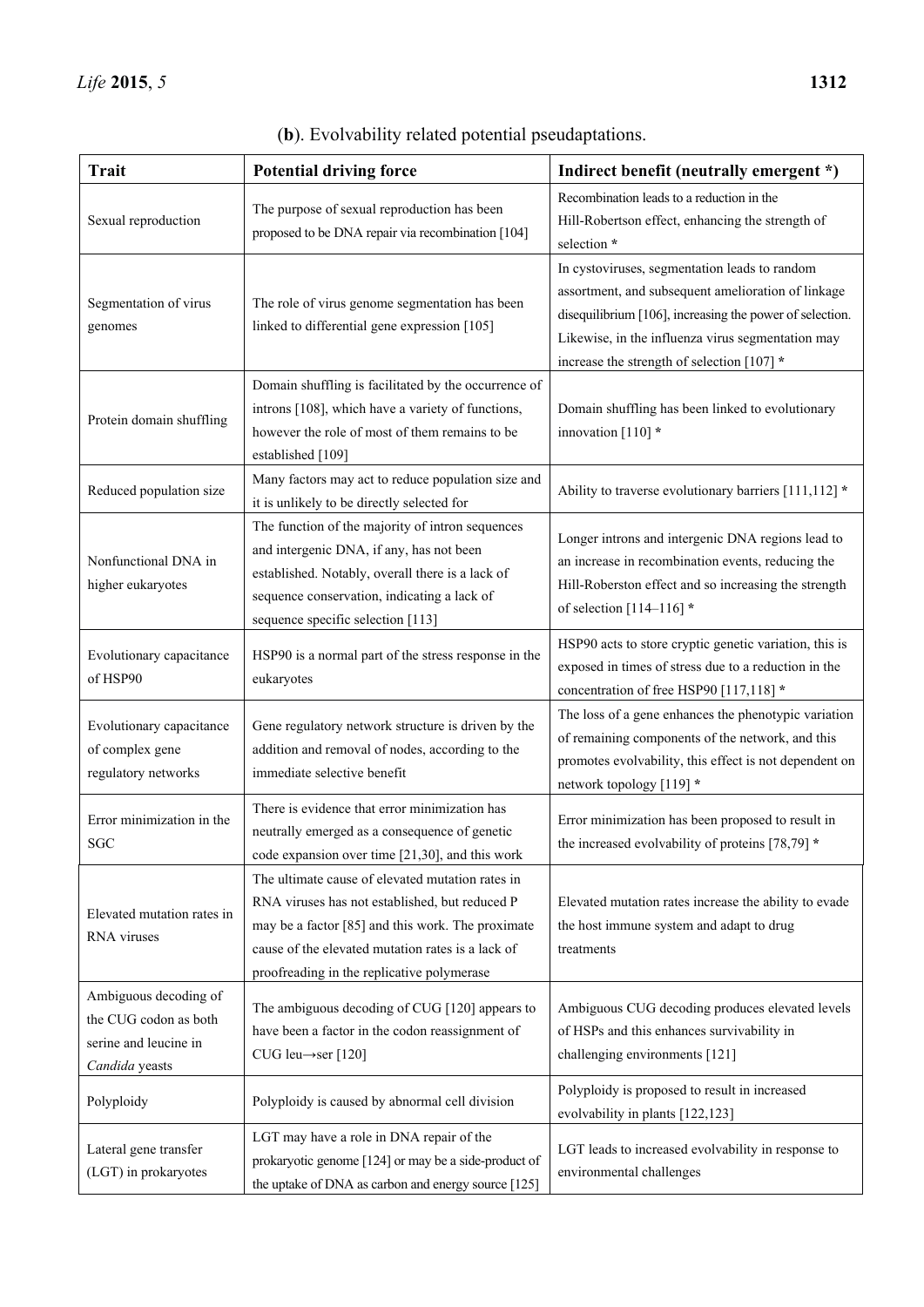(**b**). Evolvability related potential pseudaptations.

| Trait | Potential driving force | Indirect benefit (neutrally emergent *) |
|---|---|---|
| Sexual reproduction | The purpose of sexual reproduction has been proposed to be DNA repair via recombination [104] | Recombination leads to a reduction in the Hill-Robertson effect, enhancing the strength of selection * |
| Segmentation of virus genomes | The role of virus genome segmentation has been linked to differential gene expression [105] | In cystoviruses, segmentation leads to random assortment, and subsequent amelioration of linkage disequilibrium [106], increasing the power of selection. Likewise, in the influenza virus segmentation may increase the strength of selection [107] * |
| Protein domain shuffling | Domain shuffling is facilitated by the occurrence of introns [108], which have a variety of functions, however the role of most of them remains to be established [109] | Domain shuffling has been linked to evolutionary innovation [110] * |
| Reduced population size | Many factors may act to reduce population size and it is unlikely to be directly selected for | Ability to traverse evolutionary barriers [111,112] * |
| Nonfunctional DNA in higher eukaryotes | The function of the majority of intron sequences and intergenic DNA, if any, has not been established. Notably, overall there is a lack of sequence conservation, indicating a lack of sequence specific selection [113] | Longer introns and intergenic DNA regions lead to an increase in recombination events, reducing the Hill-Roberston effect and so increasing the strength of selection [114–116] * |
| Evolutionary capacitance of HSP90 | HSP90 is a normal part of the stress response in the eukaryotes | HSP90 acts to store cryptic genetic variation, this is exposed in times of stress due to a reduction in the concentration of free HSP90 [117,118] * |
| Evolutionary capacitance of complex gene regulatory networks | Gene regulatory network structure is driven by the addition and removal of nodes, according to the immediate selective benefit | The loss of a gene enhances the phenotypic variation of remaining components of the network, and this promotes evolvability, this effect is not dependent on network topology [119] * |
| Error minimization in the SGC | There is evidence that error minimization has neutrally emerged as a consequence of genetic code expansion over time [21,30], and this work | Error minimization has been proposed to result in the increased evolvability of proteins [78,79] * |
| Elevated mutation rates in RNA viruses | The ultimate cause of elevated mutation rates in RNA viruses has not established, but reduced P may be a factor [85] and this work. The proximate cause of the elevated mutation rates is a lack of proofreading in the replicative polymerase | Elevated mutation rates increase the ability to evade the host immune system and adapt to drug treatments |
| Ambiguous decoding of the CUG codon as both serine and leucine in *Candida* yeasts | The ambiguous decoding of CUG [120] appears to have been a factor in the codon reassignment of CUG leu→ser [120] | Ambiguous CUG decoding produces elevated levels of HSPs and this enhances survivability in challenging environments [121] |
| Polyploidy | Polyploidy is caused by abnormal cell division | Polyploidy is proposed to result in increased evolvability in plants [122,123] |
| Lateral gene transfer (LGT) in prokaryotes | LGT may have a role in DNA repair of the prokaryotic genome [124] or may be a side-product of the uptake of DNA as carbon and energy source [125] | LGT leads to increased evolvability in response to environmental challenges |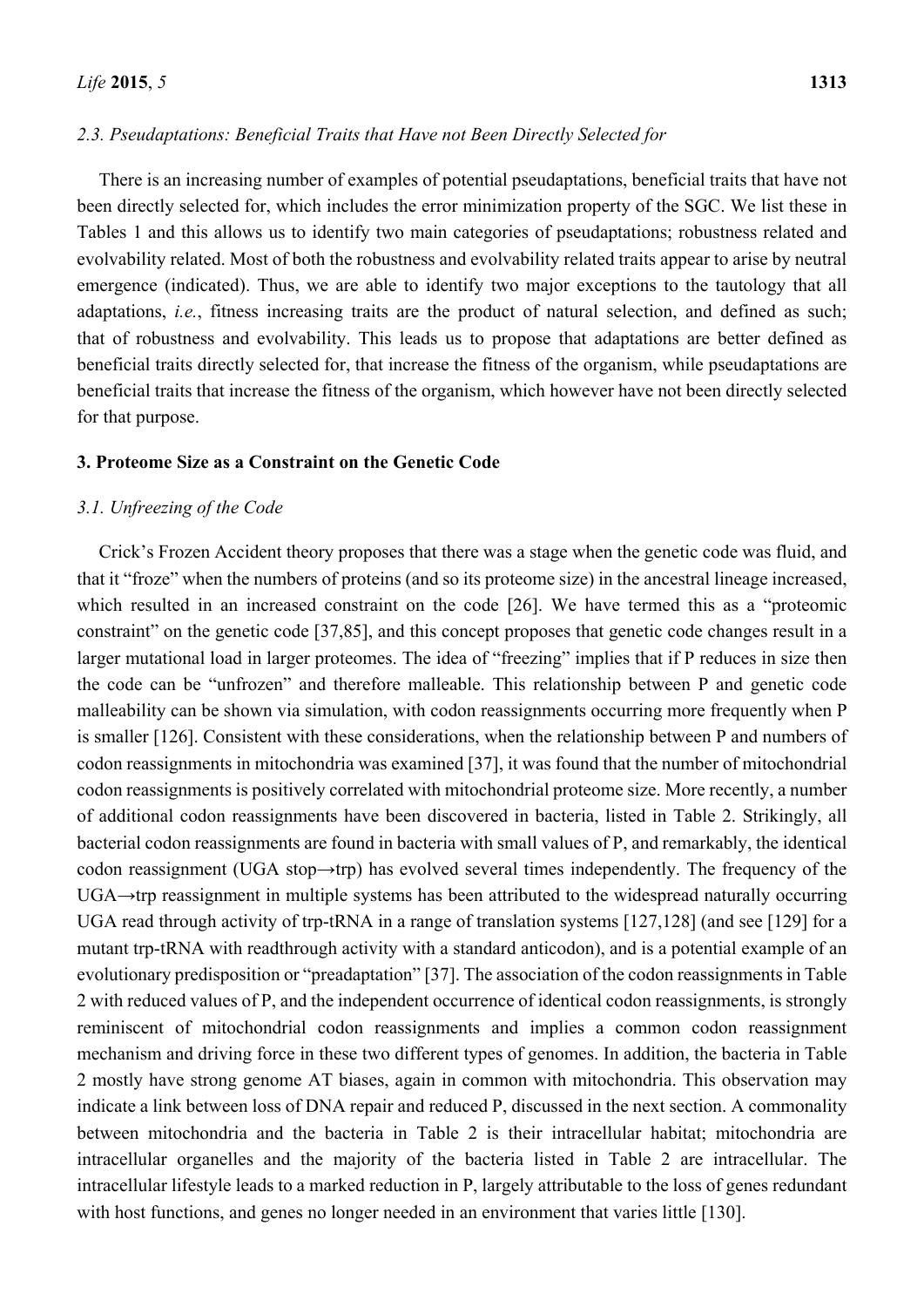### 2.3. Pseudaptations: Beneficial Traits that Have not Been Directly Selected for

There is an increasing number of examples of potential pseudaptations, beneficial traits that have not been directly selected for, which includes the error minimization property of the SGC. We list these in Tables 1 and this allows us to identify two main categories of pseudaptations; robustness related and evolvability related. Most of both the robustness and evolvability related traits appear to arise by neutral emergence (indicated). Thus, we are able to identify two major exceptions to the tautology that all adaptations, *i.e.*, fitness increasing traits are the product of natural selection, and defined as such; that of robustness and evolvability. This leads us to propose that adaptations are better defined as beneficial traits directly selected for, that increase the fitness of the organism, while pseudaptations are beneficial traits that increase the fitness of the organism, which however have not been directly selected for that purpose.

## 3. Proteome Size as a Constraint on the Genetic Code

### 3.1. Unfreezing of the Code

Crick's Frozen Accident theory proposes that there was a stage when the genetic code was fluid, and that it "froze" when the numbers of proteins (and so its proteome size) in the ancestral lineage increased, which resulted in an increased constraint on the code [26]. We have termed this as a "proteomic constraint" on the genetic code [37,85], and this concept proposes that genetic code changes result in a larger mutational load in larger proteomes. The idea of "freezing" implies that if P reduces in size then the code can be "unfrozen" and therefore malleable. This relationship between P and genetic code malleability can be shown via simulation, with codon reassignments occurring more frequently when P is smaller [126]. Consistent with these considerations, when the relationship between P and numbers of codon reassignments in mitochondria was examined [37], it was found that the number of mitochondrial codon reassignments is positively correlated with mitochondrial proteome size. More recently, a number of additional codon reassignments have been discovered in bacteria, listed in Table 2. Strikingly, all bacterial codon reassignments are found in bacteria with small values of P, and remarkably, the identical codon reassignment (UGA stop→trp) has evolved several times independently. The frequency of the UGA→trp reassignment in multiple systems has been attributed to the widespread naturally occurring UGA read through activity of trp-tRNA in a range of translation systems [127,128] (and see [129] for a mutant trp-tRNA with readthrough activity with a standard anticodon), and is a potential example of an evolutionary predisposition or "preadaptation" [37]. The association of the codon reassignments in Table 2 with reduced values of P, and the independent occurrence of identical codon reassignments, is strongly reminiscent of mitochondrial codon reassignments and implies a common codon reassignment mechanism and driving force in these two different types of genomes. In addition, the bacteria in Table 2 mostly have strong genome AT biases, again in common with mitochondria. This observation may indicate a link between loss of DNA repair and reduced P, discussed in the next section. A commonality between mitochondria and the bacteria in Table 2 is their intracellular habitat; mitochondria are intracellular organelles and the majority of the bacteria listed in Table 2 are intracellular. The intracellular lifestyle leads to a marked reduction in P, largely attributable to the loss of genes redundant with host functions, and genes no longer needed in an environment that varies little [130].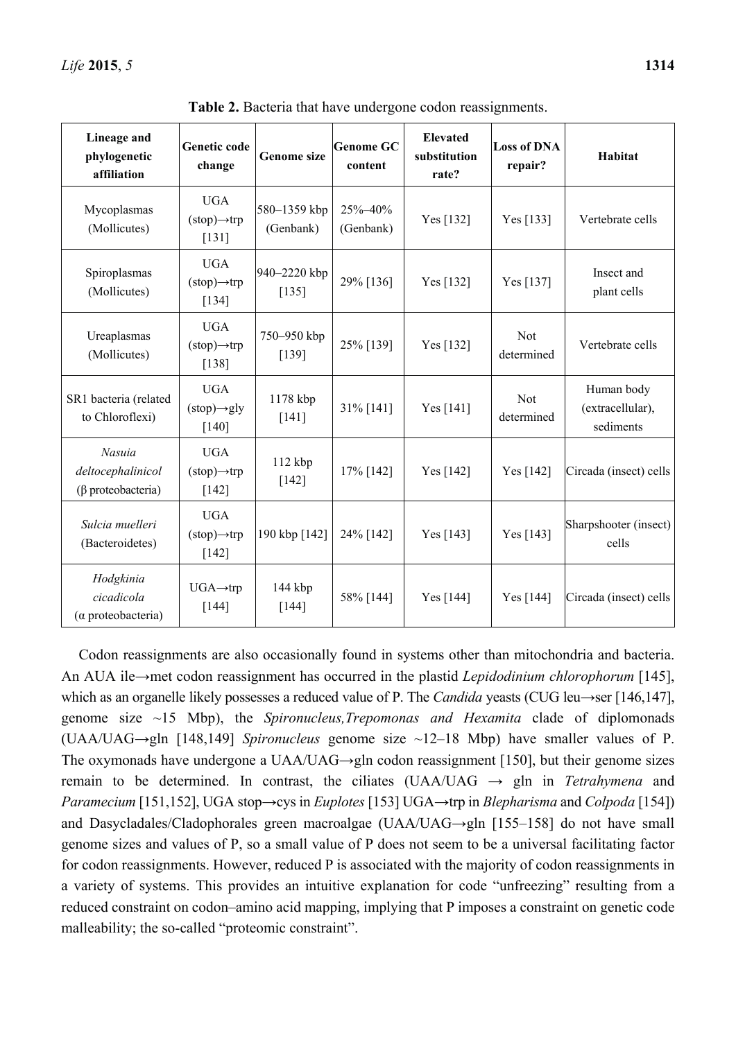**Table 2.** Bacteria that have undergone codon reassignments.

| Lineage and phylogenetic affiliation | Genetic code change | Genome size | Genome GC content | Elevated substitution rate? | Loss of DNA repair? | Habitat |
|---|---|---|---|---|---|---|
| Mycoplasmas (Mollicutes) | UGA (stop)→trp [131] | 580–1359 kbp (Genbank) | 25%–40% (Genbank) | Yes [132] | Yes [133] | Vertebrate cells |
| Spiroplasmas (Mollicutes) | UGA (stop)→trp [134] | 940–2220 kbp [135] | 29% [136] | Yes [132] | Yes [137] | Insect and plant cells |
| Ureaplasmas (Mollicutes) | UGA (stop)→trp [138] | 750–950 kbp [139] | 25% [139] | Yes [132] | Not determined | Vertebrate cells |
| SR1 bacteria (related to Chloroflexi) | UGA (stop)→gly [140] | 1178 kbp [141] | 31% [141] | Yes [141] | Not determined | Human body (extracellular), sediments |
| *Nasuia deltocephalinicol* (β proteobacteria) | UGA (stop)→trp [142] | 112 kbp [142] | 17% [142] | Yes [142] | Yes [142] | Circada (insect) cells |
| *Sulcia muelleri* (Bacteroidetes) | UGA (stop)→trp [142] | 190 kbp [142] | 24% [142] | Yes [143] | Yes [143] | Sharpshooter (insect) cells |
| *Hodgkinia cicadicola* (α proteobacteria) | UGA→trp [144] | 144 kbp [144] | 58% [144] | Yes [144] | Yes [144] | Circada (insect) cells |

Codon reassignments are also occasionally found in systems other than mitochondria and bacteria. An AUA ile→met codon reassignment has occurred in the plastid *Lepidodinium chlorophorum* [145], which as an organelle likely possesses a reduced value of P. The *Candida* yeasts (CUG leu→ser [146,147], genome size ~15 Mbp), the *Spironucleus,Trepomonas and Hexamita* clade of diplomonads (UAA/UAG→gln [148,149] *Spironucleus* genome size ~12–18 Mbp) have smaller values of P. The oxymonads have undergone a UAA/UAG→gln codon reassignment [150], but their genome sizes remain to be determined. In contrast, the ciliates (UAA/UAG → gln in *Tetrahymena* and *Paramecium* [151,152], UGA stop→cys in *Euplotes* [153] UGA→trp in *Blepharisma* and *Colpoda* [154]) and Dasycladales/Cladophorales green macroalgae (UAA/UAG→gln [155–158] do not have small genome sizes and values of P, so a small value of P does not seem to be a universal facilitating factor for codon reassignments. However, reduced P is associated with the majority of codon reassignments in a variety of systems. This provides an intuitive explanation for code "unfreezing" resulting from a reduced constraint on codon–amino acid mapping, implying that P imposes a constraint on genetic code malleability; the so-called "proteomic constraint".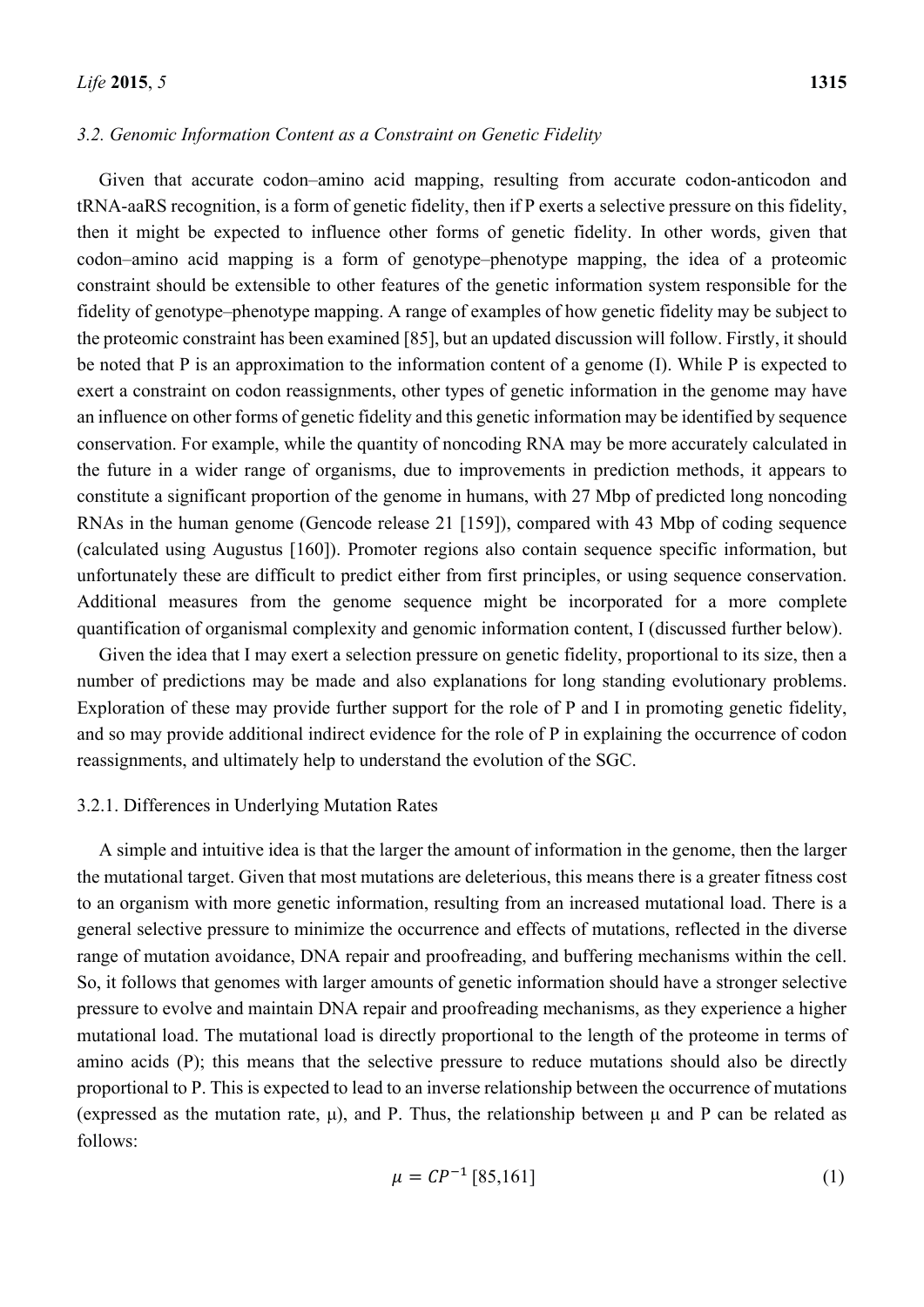### 3.2. Genomic Information Content as a Constraint on Genetic Fidelity

Given that accurate codon–amino acid mapping, resulting from accurate codon-anticodon and tRNA-aaRS recognition, is a form of genetic fidelity, then if P exerts a selective pressure on this fidelity, then it might be expected to influence other forms of genetic fidelity. In other words, given that codon–amino acid mapping is a form of genotype–phenotype mapping, the idea of a proteomic constraint should be extensible to other features of the genetic information system responsible for the fidelity of genotype–phenotype mapping. A range of examples of how genetic fidelity may be subject to the proteomic constraint has been examined [85], but an updated discussion will follow. Firstly, it should be noted that P is an approximation to the information content of a genome (I). While P is expected to exert a constraint on codon reassignments, other types of genetic information in the genome may have an influence on other forms of genetic fidelity and this genetic information may be identified by sequence conservation. For example, while the quantity of noncoding RNA may be more accurately calculated in the future in a wider range of organisms, due to improvements in prediction methods, it appears to constitute a significant proportion of the genome in humans, with 27 Mbp of predicted long noncoding RNAs in the human genome (Gencode release 21 [159]), compared with 43 Mbp of coding sequence (calculated using Augustus [160]). Promoter regions also contain sequence specific information, but unfortunately these are difficult to predict either from first principles, or using sequence conservation. Additional measures from the genome sequence might be incorporated for a more complete quantification of organismal complexity and genomic information content, I (discussed further below).

Given the idea that I may exert a selection pressure on genetic fidelity, proportional to its size, then a number of predictions may be made and also explanations for long standing evolutionary problems. Exploration of these may provide further support for the role of P and I in promoting genetic fidelity, and so may provide additional indirect evidence for the role of P in explaining the occurrence of codon reassignments, and ultimately help to understand the evolution of the SGC.

#### 3.2.1. Differences in Underlying Mutation Rates

A simple and intuitive idea is that the larger the amount of information in the genome, then the larger the mutational target. Given that most mutations are deleterious, this means there is a greater fitness cost to an organism with more genetic information, resulting from an increased mutational load. There is a general selective pressure to minimize the occurrence and effects of mutations, reflected in the diverse range of mutation avoidance, DNA repair and proofreading, and buffering mechanisms within the cell. So, it follows that genomes with larger amounts of genetic information should have a stronger selective pressure to evolve and maintain DNA repair and proofreading mechanisms, as they experience a higher mutational load. The mutational load is directly proportional to the length of the proteome in terms of amino acids (P); this means that the selective pressure to reduce mutations should also be directly proportional to P. This is expected to lead to an inverse relationship between the occurrence of mutations (expressed as the mutation rate, $\mu$), and P. Thus, the relationship between $\mu$ and P can be related as follows:

$$\mu = CP^{-1} \text{ [85,161]} \tag{1}$$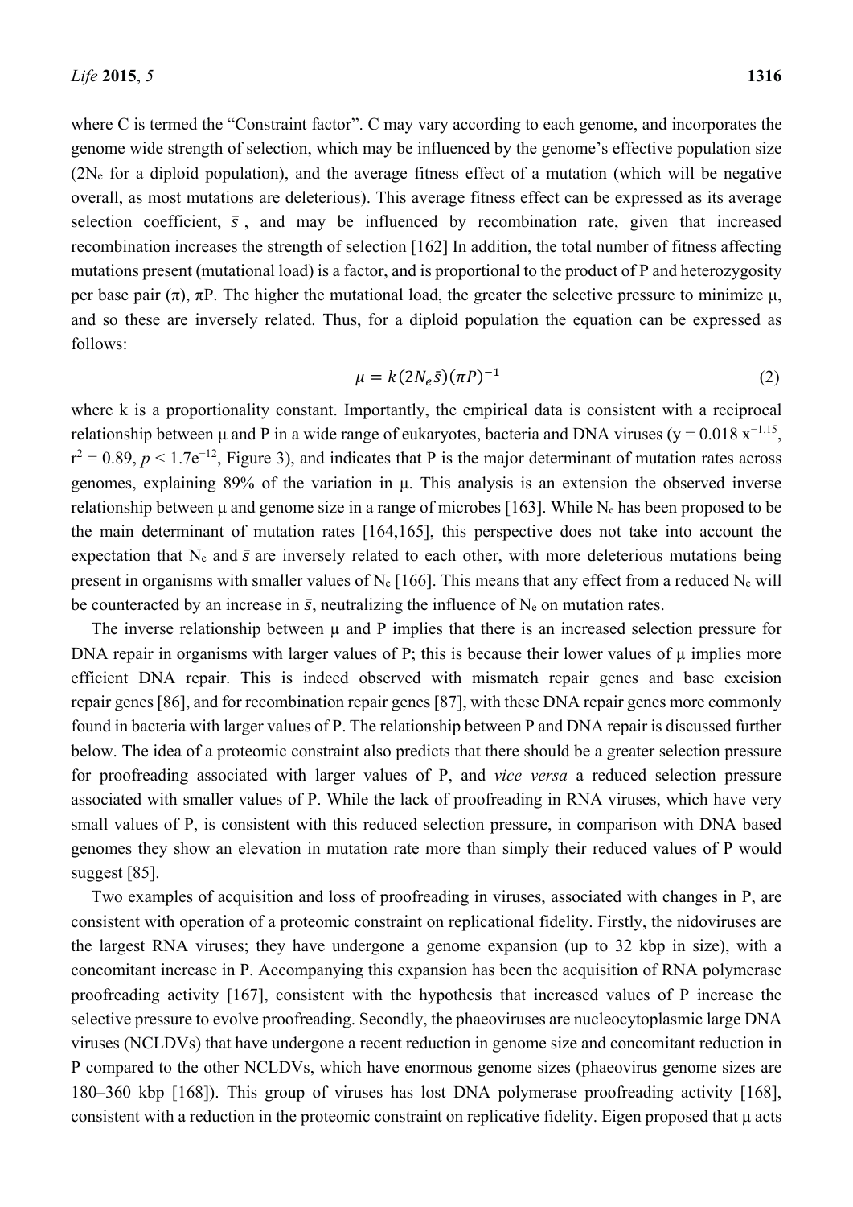where C is termed the "Constraint factor". C may vary according to each genome, and incorporates the genome wide strength of selection, which may be influenced by the genome's effective population size ($2N_e$ for a diploid population), and the average fitness effect of a mutation (which will be negative overall, as most mutations are deleterious). This average fitness effect can be expressed as its average selection coefficient, $\bar{s}$, and may be influenced by recombination rate, given that increased recombination increases the strength of selection [162] In addition, the total number of fitness affecting mutations present (mutational load) is a factor, and is proportional to the product of P and heterozygosity per base pair ($\pi$), $\pi$P. The higher the mutational load, the greater the selective pressure to minimize $\mu$, and so these are inversely related. Thus, for a diploid population the equation can be expressed as follows:

$$\mu = k(2N_e\bar{s})(\pi P)^{-1} \tag{2}$$

where k is a proportionality constant. Importantly, the empirical data is consistent with a reciprocal relationship between $\mu$ and P in a wide range of eukaryotes, bacteria and DNA viruses ($y = 0.018\ x^{-1.15}$, $r^2 = 0.89$, $p < 1.7e^{-12}$, Figure 3), and indicates that P is the major determinant of mutation rates across genomes, explaining 89% of the variation in $\mu$. This analysis is an extension the observed inverse relationship between $\mu$ and genome size in a range of microbes [163]. While $N_e$ has been proposed to be the main determinant of mutation rates [164,165], this perspective does not take into account the expectation that $N_e$ and $\bar{s}$ are inversely related to each other, with more deleterious mutations being present in organisms with smaller values of $N_e$ [166]. This means that any effect from a reduced $N_e$ will be counteracted by an increase in $\bar{s}$, neutralizing the influence of $N_e$ on mutation rates.

The inverse relationship between $\mu$ and P implies that there is an increased selection pressure for DNA repair in organisms with larger values of P; this is because their lower values of $\mu$ implies more efficient DNA repair. This is indeed observed with mismatch repair genes and base excision repair genes [86], and for recombination repair genes [87], with these DNA repair genes more commonly found in bacteria with larger values of P. The relationship between P and DNA repair is discussed further below. The idea of a proteomic constraint also predicts that there should be a greater selection pressure for proofreading associated with larger values of P, and *vice versa* a reduced selection pressure associated with smaller values of P. While the lack of proofreading in RNA viruses, which have very small values of P, is consistent with this reduced selection pressure, in comparison with DNA based genomes they show an elevation in mutation rate more than simply their reduced values of P would suggest [85].

Two examples of acquisition and loss of proofreading in viruses, associated with changes in P, are consistent with operation of a proteomic constraint on replicational fidelity. Firstly, the nidoviruses are the largest RNA viruses; they have undergone a genome expansion (up to 32 kbp in size), with a concomitant increase in P. Accompanying this expansion has been the acquisition of RNA polymerase proofreading activity [167], consistent with the hypothesis that increased values of P increase the selective pressure to evolve proofreading. Secondly, the phaeoviruses are nucleocytoplasmic large DNA viruses (NCLDVs) that have undergone a recent reduction in genome size and concomitant reduction in P compared to the other NCLDVs, which have enormous genome sizes (phaeovirus genome sizes are 180–360 kbp [168]). This group of viruses has lost DNA polymerase proofreading activity [168], consistent with a reduction in the proteomic constraint on replicative fidelity. Eigen proposed that $\mu$ acts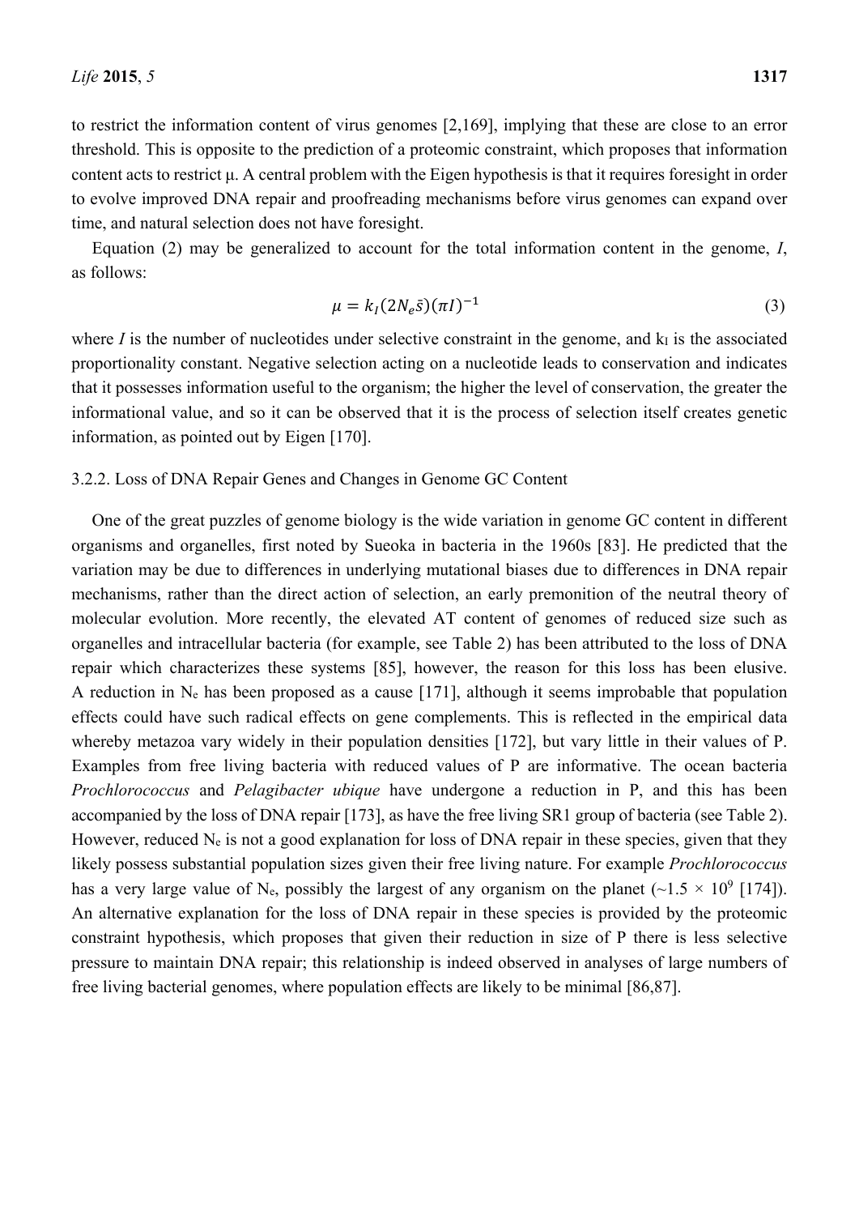to restrict the information content of virus genomes [2,169], implying that these are close to an error threshold. This is opposite to the prediction of a proteomic constraint, which proposes that information content acts to restrict μ. A central problem with the Eigen hypothesis is that it requires foresight in order to evolve improved DNA repair and proofreading mechanisms before virus genomes can expand over time, and natural selection does not have foresight.

Equation (2) may be generalized to account for the total information content in the genome, $I$, as follows:

$$\mu = k_I(2N_e\bar{s})(\pi I)^{-1} \tag{3}$$

where $I$ is the number of nucleotides under selective constraint in the genome, and $k_I$ is the associated proportionality constant. Negative selection acting on a nucleotide leads to conservation and indicates that it possesses information useful to the organism; the higher the level of conservation, the greater the informational value, and so it can be observed that it is the process of selection itself creates genetic information, as pointed out by Eigen [170].

### 3.2.2. Loss of DNA Repair Genes and Changes in Genome GC Content

One of the great puzzles of genome biology is the wide variation in genome GC content in different organisms and organelles, first noted by Sueoka in bacteria in the 1960s [83]. He predicted that the variation may be due to differences in underlying mutational biases due to differences in DNA repair mechanisms, rather than the direct action of selection, an early premonition of the neutral theory of molecular evolution. More recently, the elevated AT content of genomes of reduced size such as organelles and intracellular bacteria (for example, see Table 2) has been attributed to the loss of DNA repair which characterizes these systems [85], however, the reason for this loss has been elusive. A reduction in $N_e$ has been proposed as a cause [171], although it seems improbable that population effects could have such radical effects on gene complements. This is reflected in the empirical data whereby metazoa vary widely in their population densities [172], but vary little in their values of P. Examples from free living bacteria with reduced values of P are informative. The ocean bacteria *Prochlorococcus* and *Pelagibacter ubique* have undergone a reduction in P, and this has been accompanied by the loss of DNA repair [173], as have the free living SR1 group of bacteria (see Table 2). However, reduced $N_e$ is not a good explanation for loss of DNA repair in these species, given that they likely possess substantial population sizes given their free living nature. For example *Prochlorococcus* has a very large value of $N_e$, possibly the largest of any organism on the planet (~$1.5 \times 10^9$ [174]). An alternative explanation for the loss of DNA repair in these species is provided by the proteomic constraint hypothesis, which proposes that given their reduction in size of P there is less selective pressure to maintain DNA repair; this relationship is indeed observed in analyses of large numbers of free living bacterial genomes, where population effects are likely to be minimal [86,87].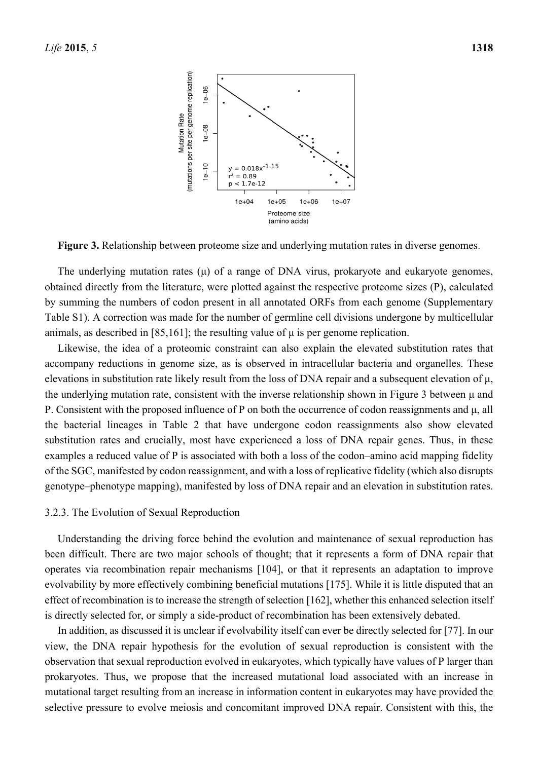**Figure 3.** Relationship between proteome size and underlying mutation rates in diverse genomes.

The underlying mutation rates (μ) of a range of DNA virus, prokaryote and eukaryote genomes, obtained directly from the literature, were plotted against the respective proteome sizes (P), calculated by summing the numbers of codon present in all annotated ORFs from each genome (Supplementary Table S1). A correction was made for the number of germline cell divisions undergone by multicellular animals, as described in [85,161]; the resulting value of μ is per genome replication.

Likewise, the idea of a proteomic constraint can also explain the elevated substitution rates that accompany reductions in genome size, as is observed in intracellular bacteria and organelles. These elevations in substitution rate likely result from the loss of DNA repair and a subsequent elevation of μ, the underlying mutation rate, consistent with the inverse relationship shown in Figure 3 between μ and P. Consistent with the proposed influence of P on both the occurrence of codon reassignments and μ, all the bacterial lineages in Table 2 that have undergone codon reassignments also show elevated substitution rates and crucially, most have experienced a loss of DNA repair genes. Thus, in these examples a reduced value of P is associated with both a loss of the codon–amino acid mapping fidelity of the SGC, manifested by codon reassignment, and with a loss of replicative fidelity (which also disrupts genotype–phenotype mapping), manifested by loss of DNA repair and an elevation in substitution rates.

### 3.2.3. The Evolution of Sexual Reproduction

Understanding the driving force behind the evolution and maintenance of sexual reproduction has been difficult. There are two major schools of thought; that it represents a form of DNA repair that operates via recombination repair mechanisms [104], or that it represents an adaptation to improve evolvability by more effectively combining beneficial mutations [175]. While it is little disputed that an effect of recombination is to increase the strength of selection [162], whether this enhanced selection itself is directly selected for, or simply a side-product of recombination has been extensively debated.

In addition, as discussed it is unclear if evolvability itself can ever be directly selected for [77]. In our view, the DNA repair hypothesis for the evolution of sexual reproduction is consistent with the observation that sexual reproduction evolved in eukaryotes, which typically have values of P larger than prokaryotes. Thus, we propose that the increased mutational load associated with an increase in mutational target resulting from an increase in information content in eukaryotes may have provided the selective pressure to evolve meiosis and concomitant improved DNA repair. Consistent with this, the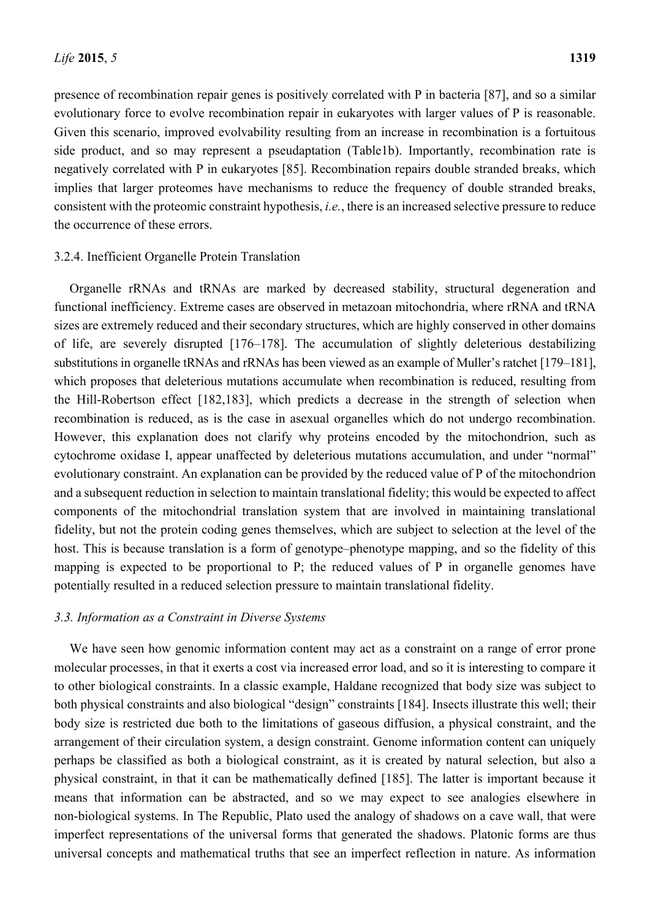presence of recombination repair genes is positively correlated with P in bacteria [87], and so a similar evolutionary force to evolve recombination repair in eukaryotes with larger values of P is reasonable. Given this scenario, improved evolvability resulting from an increase in recombination is a fortuitous side product, and so may represent a pseudaptation (Table1b). Importantly, recombination rate is negatively correlated with P in eukaryotes [85]. Recombination repairs double stranded breaks, which implies that larger proteomes have mechanisms to reduce the frequency of double stranded breaks, consistent with the proteomic constraint hypothesis, *i.e.*, there is an increased selective pressure to reduce the occurrence of these errors.

#### 3.2.4. Inefficient Organelle Protein Translation

Organelle rRNAs and tRNAs are marked by decreased stability, structural degeneration and functional inefficiency. Extreme cases are observed in metazoan mitochondria, where rRNA and tRNA sizes are extremely reduced and their secondary structures, which are highly conserved in other domains of life, are severely disrupted [176–178]. The accumulation of slightly deleterious destabilizing substitutions in organelle tRNAs and rRNAs has been viewed as an example of Muller's ratchet [179–181], which proposes that deleterious mutations accumulate when recombination is reduced, resulting from the Hill-Robertson effect [182,183], which predicts a decrease in the strength of selection when recombination is reduced, as is the case in asexual organelles which do not undergo recombination. However, this explanation does not clarify why proteins encoded by the mitochondrion, such as cytochrome oxidase I, appear unaffected by deleterious mutations accumulation, and under "normal" evolutionary constraint. An explanation can be provided by the reduced value of P of the mitochondrion and a subsequent reduction in selection to maintain translational fidelity; this would be expected to affect components of the mitochondrial translation system that are involved in maintaining translational fidelity, but not the protein coding genes themselves, which are subject to selection at the level of the host. This is because translation is a form of genotype–phenotype mapping, and so the fidelity of this mapping is expected to be proportional to P; the reduced values of P in organelle genomes have potentially resulted in a reduced selection pressure to maintain translational fidelity.

### *3.3. Information as a Constraint in Diverse Systems*

We have seen how genomic information content may act as a constraint on a range of error prone molecular processes, in that it exerts a cost via increased error load, and so it is interesting to compare it to other biological constraints. In a classic example, Haldane recognized that body size was subject to both physical constraints and also biological "design" constraints [184]. Insects illustrate this well; their body size is restricted due both to the limitations of gaseous diffusion, a physical constraint, and the arrangement of their circulation system, a design constraint. Genome information content can uniquely perhaps be classified as both a biological constraint, as it is created by natural selection, but also a physical constraint, in that it can be mathematically defined [185]. The latter is important because it means that information can be abstracted, and so we may expect to see analogies elsewhere in non-biological systems. In The Republic, Plato used the analogy of shadows on a cave wall, that were imperfect representations of the universal forms that generated the shadows. Platonic forms are thus universal concepts and mathematical truths that see an imperfect reflection in nature. As information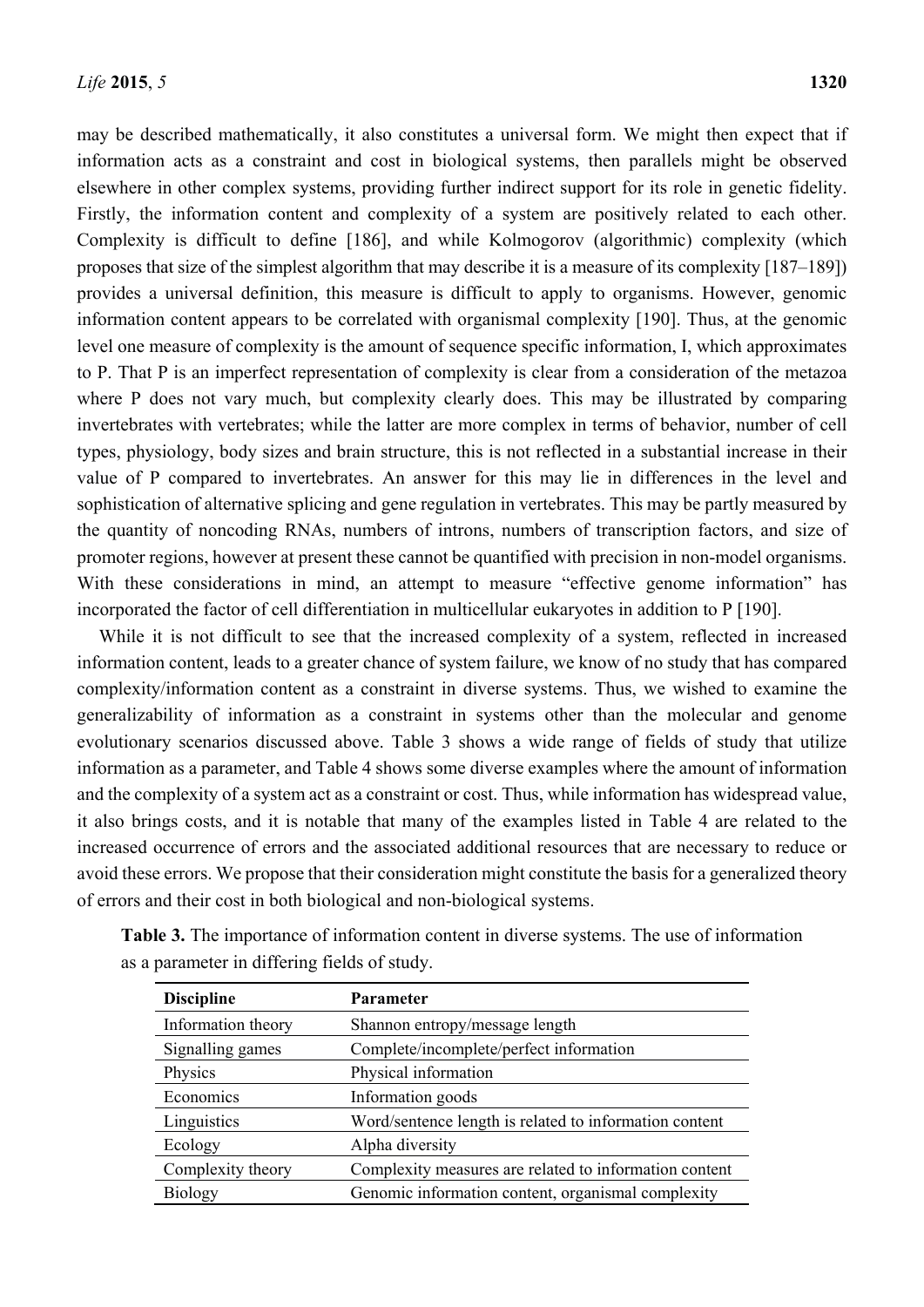may be described mathematically, it also constitutes a universal form. We might then expect that if information acts as a constraint and cost in biological systems, then parallels might be observed elsewhere in other complex systems, providing further indirect support for its role in genetic fidelity. Firstly, the information content and complexity of a system are positively related to each other. Complexity is difficult to define [186], and while Kolmogorov (algorithmic) complexity (which proposes that size of the simplest algorithm that may describe it is a measure of its complexity [187–189]) provides a universal definition, this measure is difficult to apply to organisms. However, genomic information content appears to be correlated with organismal complexity [190]. Thus, at the genomic level one measure of complexity is the amount of sequence specific information, I, which approximates to P. That P is an imperfect representation of complexity is clear from a consideration of the metazoa where P does not vary much, but complexity clearly does. This may be illustrated by comparing invertebrates with vertebrates; while the latter are more complex in terms of behavior, number of cell types, physiology, body sizes and brain structure, this is not reflected in a substantial increase in their value of P compared to invertebrates. An answer for this may lie in differences in the level and sophistication of alternative splicing and gene regulation in vertebrates. This may be partly measured by the quantity of noncoding RNAs, numbers of introns, numbers of transcription factors, and size of promoter regions, however at present these cannot be quantified with precision in non-model organisms. With these considerations in mind, an attempt to measure "effective genome information" has incorporated the factor of cell differentiation in multicellular eukaryotes in addition to P [190].

While it is not difficult to see that the increased complexity of a system, reflected in increased information content, leads to a greater chance of system failure, we know of no study that has compared complexity/information content as a constraint in diverse systems. Thus, we wished to examine the generalizability of information as a constraint in systems other than the molecular and genome evolutionary scenarios discussed above. Table 3 shows a wide range of fields of study that utilize information as a parameter, and Table 4 shows some diverse examples where the amount of information and the complexity of a system act as a constraint or cost. Thus, while information has widespread value, it also brings costs, and it is notable that many of the examples listed in Table 4 are related to the increased occurrence of errors and the associated additional resources that are necessary to reduce or avoid these errors. We propose that their consideration might constitute the basis for a generalized theory of errors and their cost in both biological and non-biological systems.

**Table 3.** The importance of information content in diverse systems. The use of information as a parameter in differing fields of study.

| Discipline | Parameter |
|---|---|
| Information theory | Shannon entropy/message length |
| Signalling games | Complete/incomplete/perfect information |
| Physics | Physical information |
| Economics | Information goods |
| Linguistics | Word/sentence length is related to information content |
| Ecology | Alpha diversity |
| Complexity theory | Complexity measures are related to information content |
| Biology | Genomic information content, organismal complexity |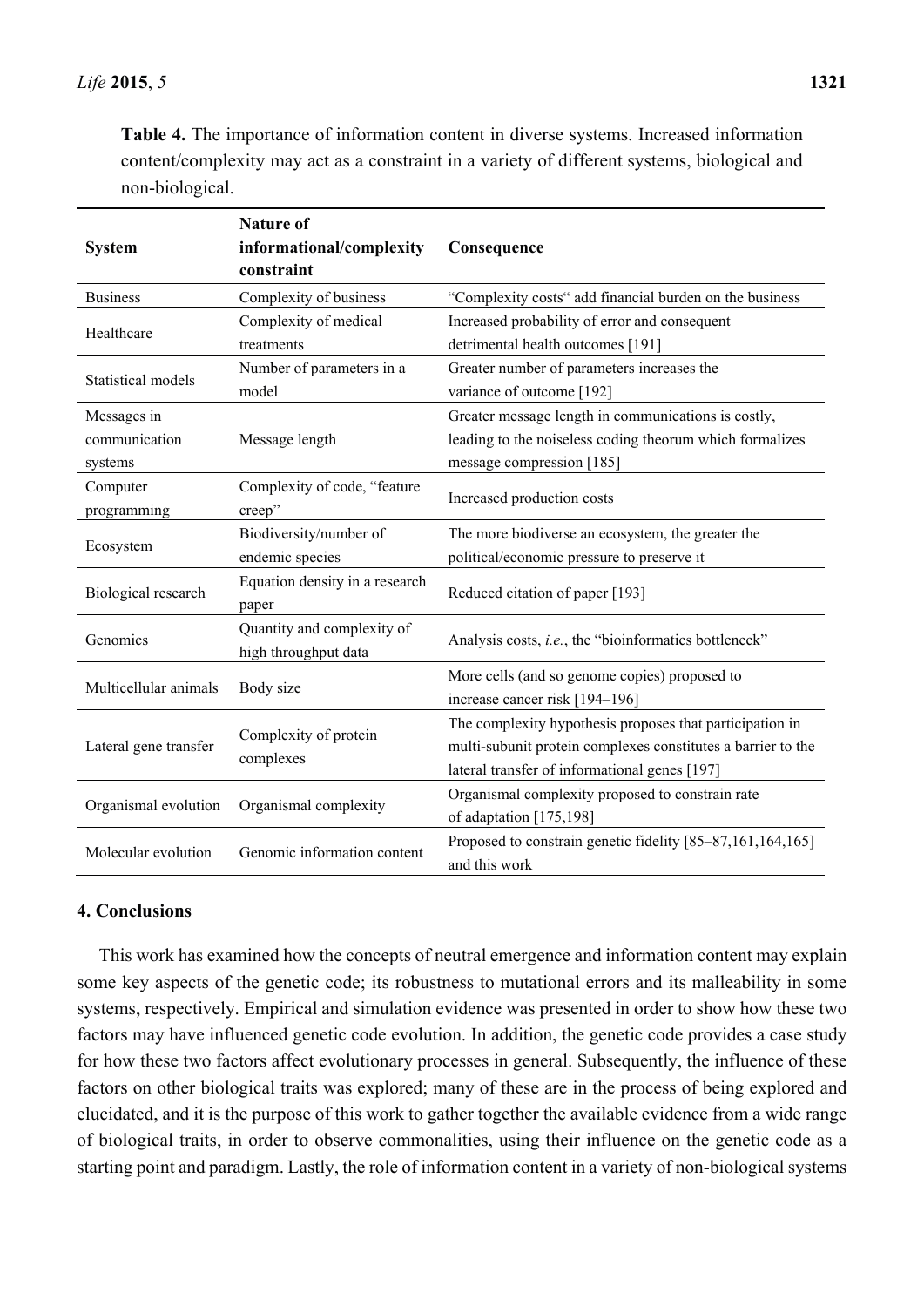**Table 4.** The importance of information content in diverse systems. Increased information content/complexity may act as a constraint in a variety of different systems, biological and non-biological.

| System | Nature of informational/complexity constraint | Consequence |
| --- | --- | --- |
| Business | Complexity of business | "Complexity costs" add financial burden on the business |
| Healthcare | Complexity of medical treatments | Increased probability of error and consequent detrimental health outcomes [191] |
| Statistical models | Number of parameters in a model | Greater number of parameters increases the variance of outcome [192] |
| Messages in communication systems | Message length | Greater message length in communications is costly, leading to the noiseless coding theorum which formalizes message compression [185] |
| Computer programming | Complexity of code, "feature creep" | Increased production costs |
| Ecosystem | Biodiversity/number of endemic species | The more biodiverse an ecosystem, the greater the political/economic pressure to preserve it |
| Biological research | Equation density in a research paper | Reduced citation of paper [193] |
| Genomics | Quantity and complexity of high throughput data | Analysis costs, *i.e.*, the "bioinformatics bottleneck" |
| Multicellular animals | Body size | More cells (and so genome copies) proposed to increase cancer risk [194–196] |
| Lateral gene transfer | Complexity of protein complexes | The complexity hypothesis proposes that participation in multi-subunit protein complexes constitutes a barrier to the lateral transfer of informational genes [197] |
| Organismal evolution | Organismal complexity | Organismal complexity proposed to constrain rate of adaptation [175,198] |
| Molecular evolution | Genomic information content | Proposed to constrain genetic fidelity [85–87,161,164,165] and this work |

## 4. Conclusions

This work has examined how the concepts of neutral emergence and information content may explain some key aspects of the genetic code; its robustness to mutational errors and its malleability in some systems, respectively. Empirical and simulation evidence was presented in order to show how these two factors may have influenced genetic code evolution. In addition, the genetic code provides a case study for how these two factors affect evolutionary processes in general. Subsequently, the influence of these factors on other biological traits was explored; many of these are in the process of being explored and elucidated, and it is the purpose of this work to gather together the available evidence from a wide range of biological traits, in order to observe commonalities, using their influence on the genetic code as a starting point and paradigm. Lastly, the role of information content in a variety of non-biological systems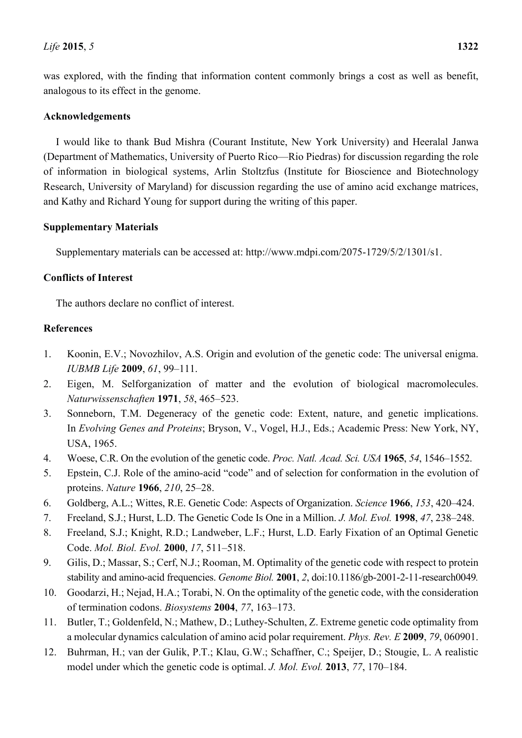was explored, with the finding that information content commonly brings a cost as well as benefit, analogous to its effect in the genome.

## Acknowledgements

I would like to thank Bud Mishra (Courant Institute, New York University) and Heeralal Janwa (Department of Mathematics, University of Puerto Rico—Rio Piedras) for discussion regarding the role of information in biological systems, Arlin Stoltzfus (Institute for Bioscience and Biotechnology Research, University of Maryland) for discussion regarding the use of amino acid exchange matrices, and Kathy and Richard Young for support during the writing of this paper.

## Supplementary Materials

Supplementary materials can be accessed at: http://www.mdpi.com/2075-1729/5/2/1301/s1.

## Conflicts of Interest

The authors declare no conflict of interest.

## References

1. Koonin, E.V.; Novozhilov, A.S. Origin and evolution of the genetic code: The universal enigma. *IUBMB Life* **2009**, *61*, 99–111.
2. Eigen, M. Selforganization of matter and the evolution of biological macromolecules. *Naturwissenschaften* **1971**, *58*, 465–523.
3. Sonneborn, T.M. Degeneracy of the genetic code: Extent, nature, and genetic implications. In *Evolving Genes and Proteins*; Bryson, V., Vogel, H.J., Eds.; Academic Press: New York, NY, USA, 1965.
4. Woese, C.R. On the evolution of the genetic code. *Proc. Natl. Acad. Sci. USA* **1965**, *54*, 1546–1552.
5. Epstein, C.J. Role of the amino-acid "code" and of selection for conformation in the evolution of proteins. *Nature* **1966**, *210*, 25–28.
6. Goldberg, A.L.; Wittes, R.E. Genetic Code: Aspects of Organization. *Science* **1966**, *153*, 420–424.
7. Freeland, S.J.; Hurst, L.D. The Genetic Code Is One in a Million. *J. Mol. Evol.* **1998**, *47*, 238–248.
8. Freeland, S.J.; Knight, R.D.; Landweber, L.F.; Hurst, L.D. Early Fixation of an Optimal Genetic Code. *Mol. Biol. Evol.* **2000**, *17*, 511–518.
9. Gilis, D.; Massar, S.; Cerf, N.J.; Rooman, M. Optimality of the genetic code with respect to protein stability and amino-acid frequencies. *Genome Biol.* **2001**, *2*, doi:10.1186/gb-2001-2-11-research0049*.*
10. Goodarzi, H.; Nejad, H.A.; Torabi, N. On the optimality of the genetic code, with the consideration of termination codons. *Biosystems* **2004**, *77*, 163–173.
11. Butler, T.; Goldenfeld, N.; Mathew, D.; Luthey-Schulten, Z. Extreme genetic code optimality from a molecular dynamics calculation of amino acid polar requirement. *Phys. Rev. E* **2009**, *79*, 060901.
12. Buhrman, H.; van der Gulik, P.T.; Klau, G.W.; Schaffner, C.; Speijer, D.; Stougie, L. A realistic model under which the genetic code is optimal. *J. Mol. Evol.* **2013**, *77*, 170–184.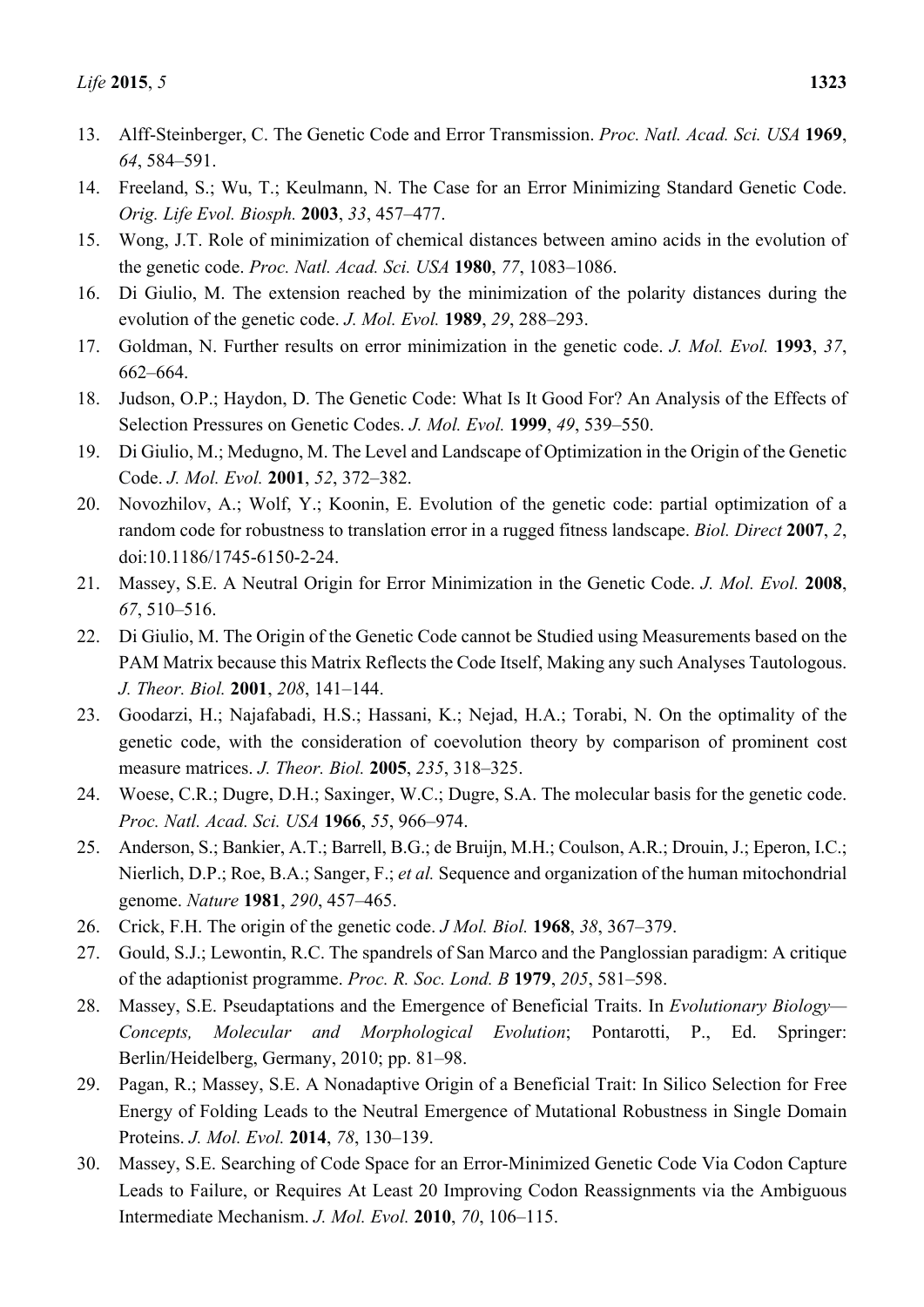13. Alff-Steinberger, C. The Genetic Code and Error Transmission. *Proc. Natl. Acad. Sci. USA* **1969**, *64*, 584–591.
14. Freeland, S.; Wu, T.; Keulmann, N. The Case for an Error Minimizing Standard Genetic Code. *Orig. Life Evol. Biosph.* **2003**, *33*, 457–477.
15. Wong, J.T. Role of minimization of chemical distances between amino acids in the evolution of the genetic code. *Proc. Natl. Acad. Sci. USA* **1980**, *77*, 1083–1086.
16. Di Giulio, M. The extension reached by the minimization of the polarity distances during the evolution of the genetic code. *J. Mol. Evol.* **1989**, *29*, 288–293.
17. Goldman, N. Further results on error minimization in the genetic code. *J. Mol. Evol.* **1993**, *37*, 662–664.
18. Judson, O.P.; Haydon, D. The Genetic Code: What Is It Good For? An Analysis of the Effects of Selection Pressures on Genetic Codes. *J. Mol. Evol.* **1999**, *49*, 539–550.
19. Di Giulio, M.; Medugno, M. The Level and Landscape of Optimization in the Origin of the Genetic Code. *J. Mol. Evol.* **2001**, *52*, 372–382.
20. Novozhilov, A.; Wolf, Y.; Koonin, E. Evolution of the genetic code: partial optimization of a random code for robustness to translation error in a rugged fitness landscape. *Biol. Direct* **2007**, *2*, doi:10.1186/1745-6150-2-24.
21. Massey, S.E. A Neutral Origin for Error Minimization in the Genetic Code. *J. Mol. Evol.* **2008**, *67*, 510–516.
22. Di Giulio, M. The Origin of the Genetic Code cannot be Studied using Measurements based on the PAM Matrix because this Matrix Reflects the Code Itself, Making any such Analyses Tautologous. *J. Theor. Biol.* **2001**, *208*, 141–144.
23. Goodarzi, H.; Najafabadi, H.S.; Hassani, K.; Nejad, H.A.; Torabi, N. On the optimality of the genetic code, with the consideration of coevolution theory by comparison of prominent cost measure matrices. *J. Theor. Biol.* **2005**, *235*, 318–325.
24. Woese, C.R.; Dugre, D.H.; Saxinger, W.C.; Dugre, S.A. The molecular basis for the genetic code. *Proc. Natl. Acad. Sci. USA* **1966**, *55*, 966–974.
25. Anderson, S.; Bankier, A.T.; Barrell, B.G.; de Bruijn, M.H.; Coulson, A.R.; Drouin, J.; Eperon, I.C.; Nierlich, D.P.; Roe, B.A.; Sanger, F.; *et al.* Sequence and organization of the human mitochondrial genome. *Nature* **1981**, *290*, 457–465.
26. Crick, F.H. The origin of the genetic code. *J Mol. Biol.* **1968**, *38*, 367–379.
27. Gould, S.J.; Lewontin, R.C. The spandrels of San Marco and the Panglossian paradigm: A critique of the adaptionist programme. *Proc. R. Soc. Lond. B* **1979**, *205*, 581–598.
28. Massey, S.E. Pseudaptations and the Emergence of Beneficial Traits. In *Evolutionary Biology—Concepts, Molecular and Morphological Evolution*; Pontarotti, P., Ed. Springer: Berlin/Heidelberg, Germany, 2010; pp. 81–98.
29. Pagan, R.; Massey, S.E. A Nonadaptive Origin of a Beneficial Trait: In Silico Selection for Free Energy of Folding Leads to the Neutral Emergence of Mutational Robustness in Single Domain Proteins. *J. Mol. Evol.* **2014**, *78*, 130–139.
30. Massey, S.E. Searching of Code Space for an Error-Minimized Genetic Code Via Codon Capture Leads to Failure, or Requires At Least 20 Improving Codon Reassignments via the Ambiguous Intermediate Mechanism. *J. Mol. Evol.* **2010**, *70*, 106–115.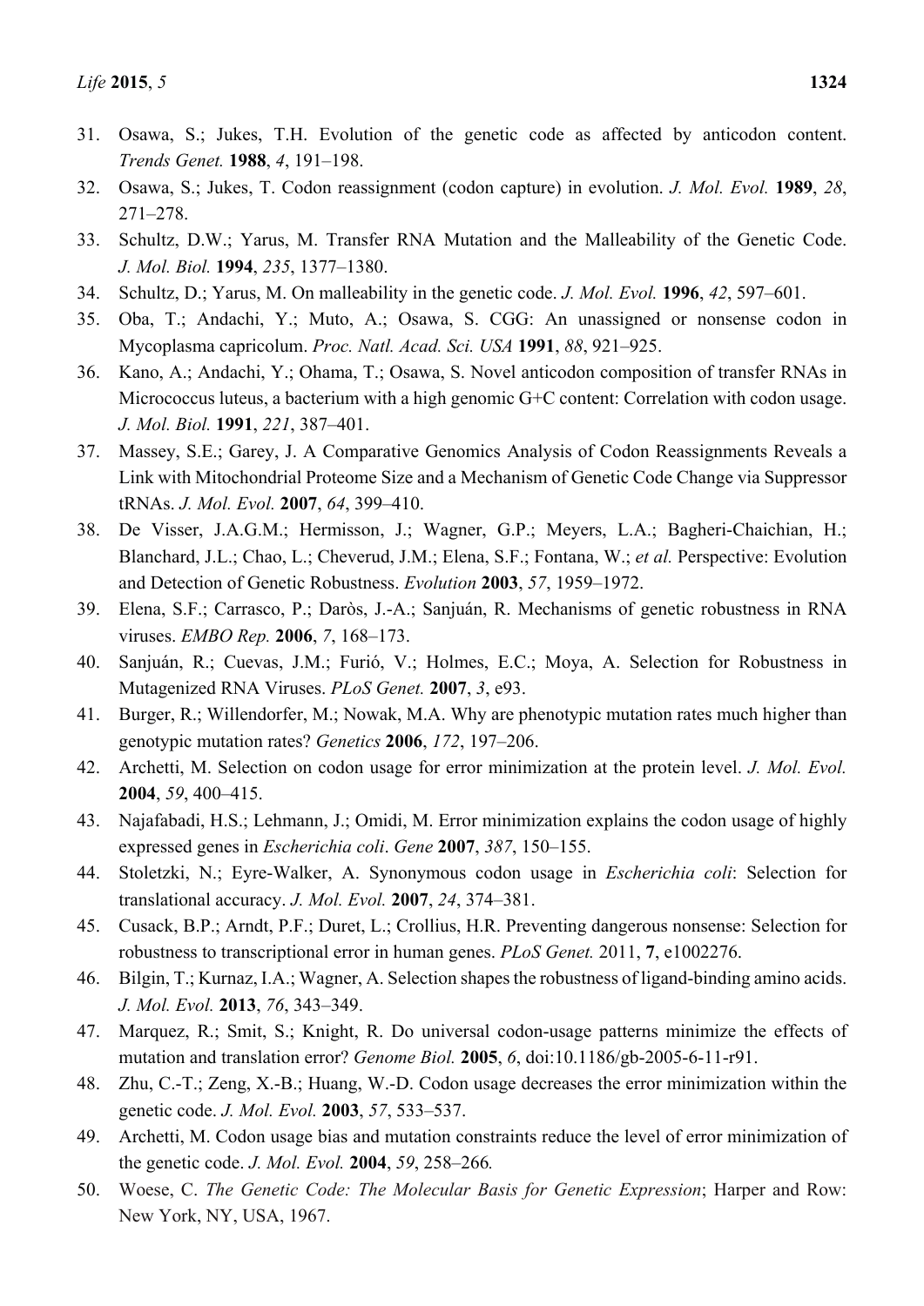31. Osawa, S.; Jukes, T.H. Evolution of the genetic code as affected by anticodon content. *Trends Genet.* **1988**, *4*, 191–198.
32. Osawa, S.; Jukes, T. Codon reassignment (codon capture) in evolution. *J. Mol. Evol.* **1989**, *28*, 271–278.
33. Schultz, D.W.; Yarus, M. Transfer RNA Mutation and the Malleability of the Genetic Code. *J. Mol. Biol.* **1994**, *235*, 1377–1380.
34. Schultz, D.; Yarus, M. On malleability in the genetic code. *J. Mol. Evol.* **1996**, *42*, 597–601.
35. Oba, T.; Andachi, Y.; Muto, A.; Osawa, S. CGG: An unassigned or nonsense codon in Mycoplasma capricolum. *Proc. Natl. Acad. Sci. USA* **1991**, *88*, 921–925.
36. Kano, A.; Andachi, Y.; Ohama, T.; Osawa, S. Novel anticodon composition of transfer RNAs in Micrococcus luteus, a bacterium with a high genomic G+C content: Correlation with codon usage. *J. Mol. Biol.* **1991**, *221*, 387–401.
37. Massey, S.E.; Garey, J. A Comparative Genomics Analysis of Codon Reassignments Reveals a Link with Mitochondrial Proteome Size and a Mechanism of Genetic Code Change via Suppressor tRNAs. *J. Mol. Evol.* **2007**, *64*, 399–410.
38. De Visser, J.A.G.M.; Hermisson, J.; Wagner, G.P.; Meyers, L.A.; Bagheri-Chaichian, H.; Blanchard, J.L.; Chao, L.; Cheverud, J.M.; Elena, S.F.; Fontana, W.; *et al.* Perspective: Evolution and Detection of Genetic Robustness. *Evolution* **2003**, *57*, 1959–1972.
39. Elena, S.F.; Carrasco, P.; Daròs, J.-A.; Sanjuán, R. Mechanisms of genetic robustness in RNA viruses. *EMBO Rep.* **2006**, *7*, 168–173.
40. Sanjuán, R.; Cuevas, J.M.; Furió, V.; Holmes, E.C.; Moya, A. Selection for Robustness in Mutagenized RNA Viruses. *PLoS Genet.* **2007**, *3*, e93.
41. Burger, R.; Willendorfer, M.; Nowak, M.A. Why are phenotypic mutation rates much higher than genotypic mutation rates? *Genetics* **2006**, *172*, 197–206.
42. Archetti, M. Selection on codon usage for error minimization at the protein level. *J. Mol. Evol.* **2004**, *59*, 400–415.
43. Najafabadi, H.S.; Lehmann, J.; Omidi, M. Error minimization explains the codon usage of highly expressed genes in *Escherichia coli*. *Gene* **2007**, *387*, 150–155.
44. Stoletzki, N.; Eyre-Walker, A. Synonymous codon usage in *Escherichia coli*: Selection for translational accuracy. *J. Mol. Evol.* **2007**, *24*, 374–381.
45. Cusack, B.P.; Arndt, P.F.; Duret, L.; Crollius, H.R. Preventing dangerous nonsense: Selection for robustness to transcriptional error in human genes. *PLoS Genet.* 2011, **7**, e1002276.
46. Bilgin, T.; Kurnaz, I.A.; Wagner, A. Selection shapes the robustness of ligand-binding amino acids. *J. Mol. Evol.* **2013**, *76*, 343–349.
47. Marquez, R.; Smit, S.; Knight, R. Do universal codon-usage patterns minimize the effects of mutation and translation error? *Genome Biol.* **2005**, *6*, doi:10.1186/gb-2005-6-11-r91.
48. Zhu, C.-T.; Zeng, X.-B.; Huang, W.-D. Codon usage decreases the error minimization within the genetic code. *J. Mol. Evol.* **2003**, *57*, 533–537.
49. Archetti, M. Codon usage bias and mutation constraints reduce the level of error minimization of the genetic code. *J. Mol. Evol.* **2004**, *59*, 258–266*.*
50. Woese, C. *The Genetic Code: The Molecular Basis for Genetic Expression*; Harper and Row: New York, NY, USA, 1967.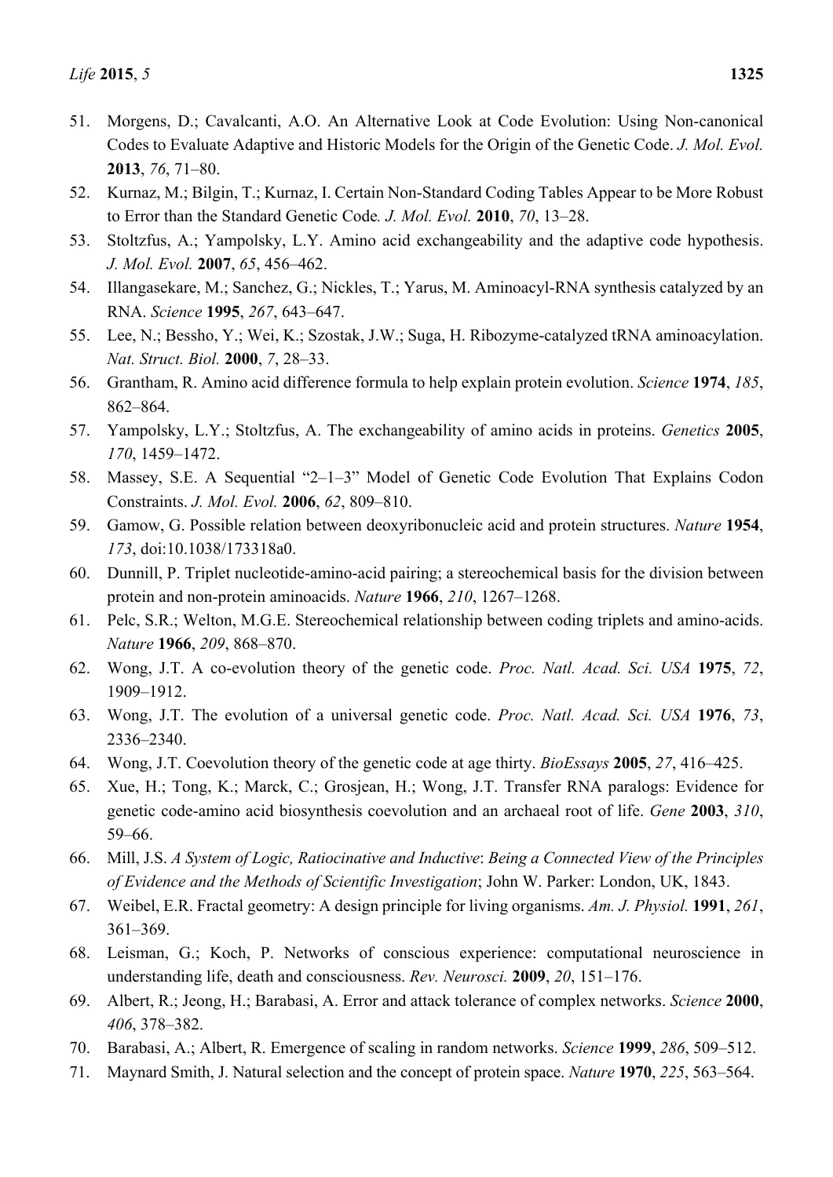51. Morgens, D.; Cavalcanti, A.O. An Alternative Look at Code Evolution: Using Non-canonical Codes to Evaluate Adaptive and Historic Models for the Origin of the Genetic Code. *J. Mol. Evol.* **2013**, *76*, 71–80.
52. Kurnaz, M.; Bilgin, T.; Kurnaz, I. Certain Non-Standard Coding Tables Appear to be More Robust to Error than the Standard Genetic Code*.* *J. Mol. Evol.* **2010**, *70*, 13–28.
53. Stoltzfus, A.; Yampolsky, L.Y. Amino acid exchangeability and the adaptive code hypothesis. *J. Mol. Evol.* **2007**, *65*, 456–462.
54. Illangasekare, M.; Sanchez, G.; Nickles, T.; Yarus, M. Aminoacyl-RNA synthesis catalyzed by an RNA. *Science* **1995**, *267*, 643–647.
55. Lee, N.; Bessho, Y.; Wei, K.; Szostak, J.W.; Suga, H. Ribozyme-catalyzed tRNA aminoacylation. *Nat. Struct. Biol.* **2000**, *7*, 28–33.
56. Grantham, R. Amino acid difference formula to help explain protein evolution. *Science* **1974**, *185*, 862–864.
57. Yampolsky, L.Y.; Stoltzfus, A. The exchangeability of amino acids in proteins. *Genetics* **2005**, *170*, 1459–1472.
58. Massey, S.E. A Sequential "2–1–3" Model of Genetic Code Evolution That Explains Codon Constraints. *J. Mol. Evol.* **2006**, *62*, 809–810.
59. Gamow, G. Possible relation between deoxyribonucleic acid and protein structures. *Nature* **1954**, *173*, doi:10.1038/173318a0.
60. Dunnill, P. Triplet nucleotide-amino-acid pairing; a stereochemical basis for the division between protein and non-protein aminoacids. *Nature* **1966**, *210*, 1267–1268.
61. Pelc, S.R.; Welton, M.G.E. Stereochemical relationship between coding triplets and amino-acids. *Nature* **1966**, *209*, 868–870.
62. Wong, J.T. A co-evolution theory of the genetic code. *Proc. Natl. Acad. Sci. USA* **1975**, *72*, 1909–1912.
63. Wong, J.T. The evolution of a universal genetic code. *Proc. Natl. Acad. Sci. USA* **1976**, *73*, 2336–2340.
64. Wong, J.T. Coevolution theory of the genetic code at age thirty. *BioEssays* **2005**, *27*, 416–425.
65. Xue, H.; Tong, K.; Marck, C.; Grosjean, H.; Wong, J.T. Transfer RNA paralogs: Evidence for genetic code-amino acid biosynthesis coevolution and an archaeal root of life. *Gene* **2003**, *310*, 59–66.
66. Mill, J.S. *A System of Logic, Ratiocinative and Inductive*: *Being a Connected View of the Principles of Evidence and the Methods of Scientific Investigation*; John W. Parker: London, UK, 1843.
67. Weibel, E.R. Fractal geometry: A design principle for living organisms. *Am. J. Physiol.* **1991**, *261*, 361–369.
68. Leisman, G.; Koch, P. Networks of conscious experience: computational neuroscience in understanding life, death and consciousness. *Rev. Neurosci.* **2009**, *20*, 151–176.
69. Albert, R.; Jeong, H.; Barabasi, A. Error and attack tolerance of complex networks. *Science* **2000**, *406*, 378–382.
70. Barabasi, A.; Albert, R. Emergence of scaling in random networks. *Science* **1999**, *286*, 509–512.
71. Maynard Smith, J. Natural selection and the concept of protein space. *Nature* **1970**, *225*, 563–564.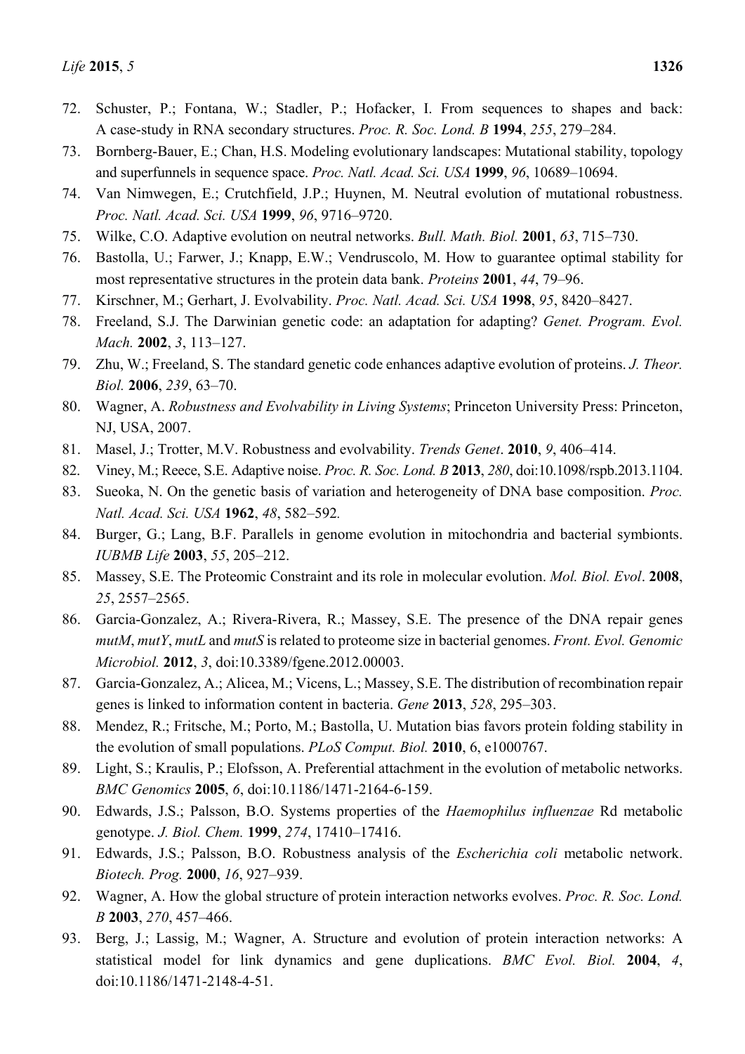72. Schuster, P.; Fontana, W.; Stadler, P.; Hofacker, I. From sequences to shapes and back: A case-study in RNA secondary structures. *Proc. R. Soc. Lond. B* **1994**, *255*, 279–284.
73. Bornberg-Bauer, E.; Chan, H.S. Modeling evolutionary landscapes: Mutational stability, topology and superfunnels in sequence space. *Proc. Natl. Acad. Sci. USA* **1999**, *96*, 10689–10694.
74. Van Nimwegen, E.; Crutchfield, J.P.; Huynen, M. Neutral evolution of mutational robustness. *Proc. Natl. Acad. Sci. USA* **1999**, *96*, 9716–9720.
75. Wilke, C.O. Adaptive evolution on neutral networks. *Bull. Math. Biol.* **2001**, *63*, 715–730.
76. Bastolla, U.; Farwer, J.; Knapp, E.W.; Vendruscolo, M. How to guarantee optimal stability for most representative structures in the protein data bank. *Proteins* **2001**, *44*, 79–96.
77. Kirschner, M.; Gerhart, J. Evolvability. *Proc. Natl. Acad. Sci. USA* **1998**, *95*, 8420–8427.
78. Freeland, S.J. The Darwinian genetic code: an adaptation for adapting? *Genet. Program. Evol. Mach.* **2002**, *3*, 113–127.
79. Zhu, W.; Freeland, S. The standard genetic code enhances adaptive evolution of proteins. *J. Theor. Biol.* **2006**, *239*, 63–70.
80. Wagner, A. *Robustness and Evolvability in Living Systems*; Princeton University Press: Princeton, NJ, USA, 2007.
81. Masel, J.; Trotter, M.V. Robustness and evolvability. *Trends Genet*. **2010**, *9*, 406–414.
82. Viney, M.; Reece, S.E. Adaptive noise. *Proc. R. Soc. Lond. B* **2013**, *280*, doi:10.1098/rspb.2013.1104.
83. Sueoka, N. On the genetic basis of variation and heterogeneity of DNA base composition. *Proc. Natl. Acad. Sci. USA* **1962**, *48*, 582–592*.*
84. Burger, G.; Lang, B.F. Parallels in genome evolution in mitochondria and bacterial symbionts. *IUBMB Life* **2003**, *55*, 205–212.
85. Massey, S.E. The Proteomic Constraint and its role in molecular evolution. *Mol. Biol. Evol*. **2008**, *25*, 2557–2565.
86. Garcia-Gonzalez, A.; Rivera-Rivera, R.; Massey, S.E. The presence of the DNA repair genes *mutM*, *mutY*, *mutL* and *mutS* is related to proteome size in bacterial genomes. *Front. Evol. Genomic Microbiol.* **2012**, *3*, doi:10.3389/fgene.2012.00003.
87. Garcia-Gonzalez, A.; Alicea, M.; Vicens, L.; Massey, S.E. The distribution of recombination repair genes is linked to information content in bacteria. *Gene* **2013**, *528*, 295–303.
88. Mendez, R.; Fritsche, M.; Porto, M.; Bastolla, U. Mutation bias favors protein folding stability in the evolution of small populations. *PLoS Comput. Biol.* **2010**, 6, e1000767.
89. Light, S.; Kraulis, P.; Elofsson, A. Preferential attachment in the evolution of metabolic networks. *BMC Genomics* **2005**, *6*, doi:10.1186/1471-2164-6-159.
90. Edwards, J.S.; Palsson, B.O. Systems properties of the *Haemophilus influenzae* Rd metabolic genotype. *J. Biol. Chem.* **1999**, *274*, 17410–17416.
91. Edwards, J.S.; Palsson, B.O. Robustness analysis of the *Escherichia coli* metabolic network. *Biotech. Prog.* **2000**, *16*, 927–939.
92. Wagner, A. How the global structure of protein interaction networks evolves. *Proc. R. Soc. Lond. B* **2003**, *270*, 457–466.
93. Berg, J.; Lassig, M.; Wagner, A. Structure and evolution of protein interaction networks: A statistical model for link dynamics and gene duplications. *BMC Evol. Biol.* **2004**, *4*, doi:10.1186/1471-2148-4-51.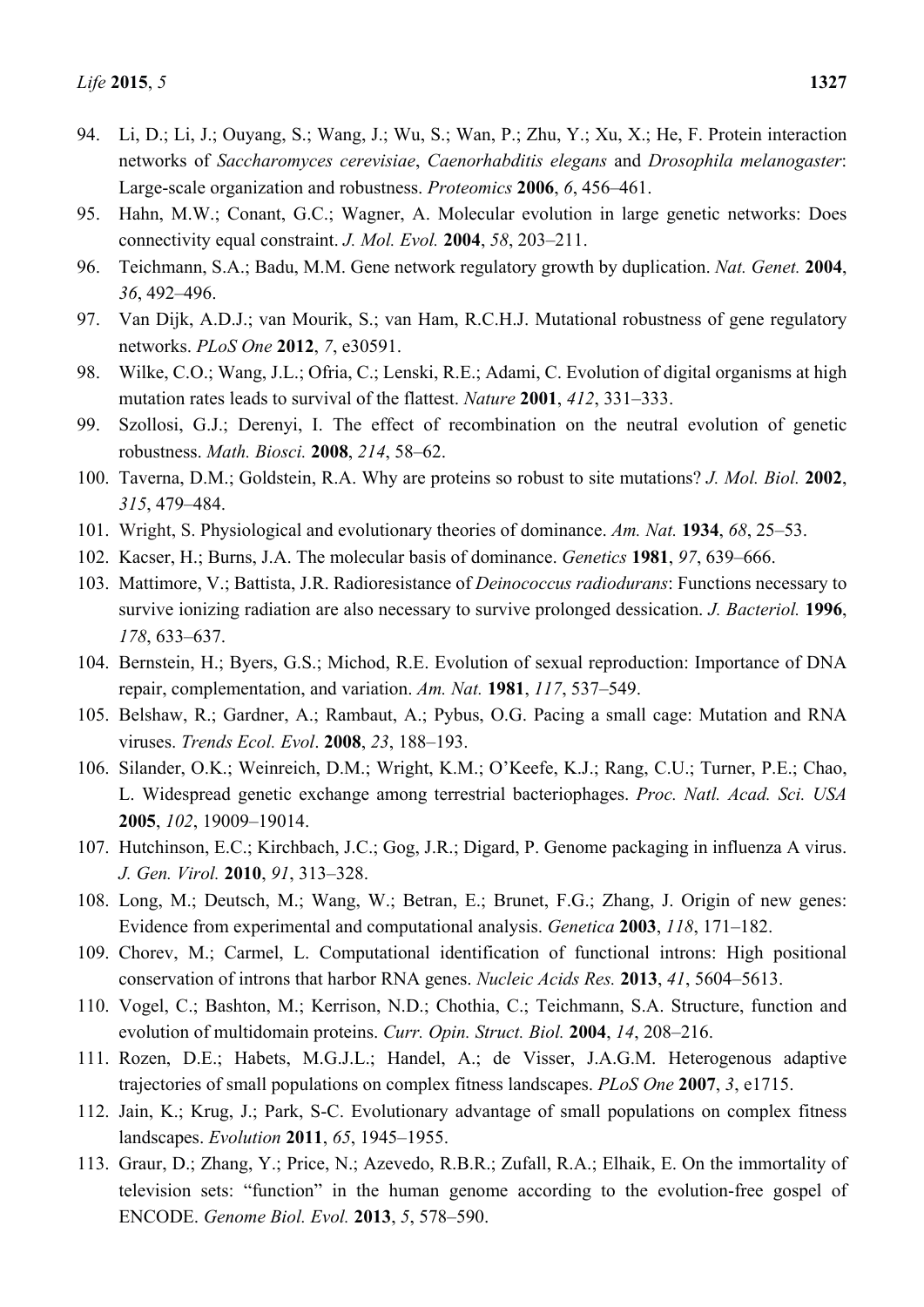94. Li, D.; Li, J.; Ouyang, S.; Wang, J.; Wu, S.; Wan, P.; Zhu, Y.; Xu, X.; He, F. Protein interaction networks of *Saccharomyces cerevisiae*, *Caenorhabditis elegans* and *Drosophila melanogaster*: Large-scale organization and robustness. *Proteomics* **2006**, *6*, 456–461.
95. Hahn, M.W.; Conant, G.C.; Wagner, A. Molecular evolution in large genetic networks: Does connectivity equal constraint. *J. Mol. Evol.* **2004**, *58*, 203–211.
96. Teichmann, S.A.; Badu, M.M. Gene network regulatory growth by duplication. *Nat. Genet.* **2004**, *36*, 492–496.
97. Van Dijk, A.D.J.; van Mourik, S.; van Ham, R.C.H.J. Mutational robustness of gene regulatory networks. *PLoS One* **2012**, *7*, e30591.
98. Wilke, C.O.; Wang, J.L.; Ofria, C.; Lenski, R.E.; Adami, C. Evolution of digital organisms at high mutation rates leads to survival of the flattest. *Nature* **2001**, *412*, 331–333.
99. Szollosi, G.J.; Derenyi, I. The effect of recombination on the neutral evolution of genetic robustness. *Math. Biosci.* **2008**, *214*, 58–62.
100. Taverna, D.M.; Goldstein, R.A. Why are proteins so robust to site mutations? *J. Mol. Biol.* **2002**, *315*, 479–484.
101. Wright, S. Physiological and evolutionary theories of dominance. *Am. Nat.* **1934**, *68*, 25–53.
102. Kacser, H.; Burns, J.A. The molecular basis of dominance. *Genetics* **1981**, *97*, 639–666.
103. Mattimore, V.; Battista, J.R. Radioresistance of *Deinococcus radiodurans*: Functions necessary to survive ionizing radiation are also necessary to survive prolonged dessication. *J. Bacteriol.* **1996**, *178*, 633–637.
104. Bernstein, H.; Byers, G.S.; Michod, R.E. Evolution of sexual reproduction: Importance of DNA repair, complementation, and variation. *Am. Nat.* **1981**, *117*, 537–549.
105. Belshaw, R.; Gardner, A.; Rambaut, A.; Pybus, O.G. Pacing a small cage: Mutation and RNA viruses. *Trends Ecol. Evol*. **2008**, *23*, 188–193.
106. Silander, O.K.; Weinreich, D.M.; Wright, K.M.; O'Keefe, K.J.; Rang, C.U.; Turner, P.E.; Chao, L. Widespread genetic exchange among terrestrial bacteriophages. *Proc. Natl. Acad. Sci. USA* **2005**, *102*, 19009–19014.
107. Hutchinson, E.C.; Kirchbach, J.C.; Gog, J.R.; Digard, P. Genome packaging in influenza A virus. *J. Gen. Virol.* **2010**, *91*, 313–328.
108. Long, M.; Deutsch, M.; Wang, W.; Betran, E.; Brunet, F.G.; Zhang, J. Origin of new genes: Evidence from experimental and computational analysis. *Genetica* **2003**, *118*, 171–182.
109. Chorev, M.; Carmel, L. Computational identification of functional introns: High positional conservation of introns that harbor RNA genes. *Nucleic Acids Res.* **2013**, *41*, 5604–5613.
110. Vogel, C.; Bashton, M.; Kerrison, N.D.; Chothia, C.; Teichmann, S.A. Structure, function and evolution of multidomain proteins. *Curr. Opin. Struct. Biol.* **2004**, *14*, 208–216.
111. Rozen, D.E.; Habets, M.G.J.L.; Handel, A.; de Visser, J.A.G.M. Heterogenous adaptive trajectories of small populations on complex fitness landscapes. *PLoS One* **2007**, *3*, e1715.
112. Jain, K.; Krug, J.; Park, S-C. Evolutionary advantage of small populations on complex fitness landscapes. *Evolution* **2011**, *65*, 1945–1955.
113. Graur, D.; Zhang, Y.; Price, N.; Azevedo, R.B.R.; Zufall, R.A.; Elhaik, E. On the immortality of television sets: "function" in the human genome according to the evolution-free gospel of ENCODE. *Genome Biol. Evol.* **2013**, *5*, 578–590.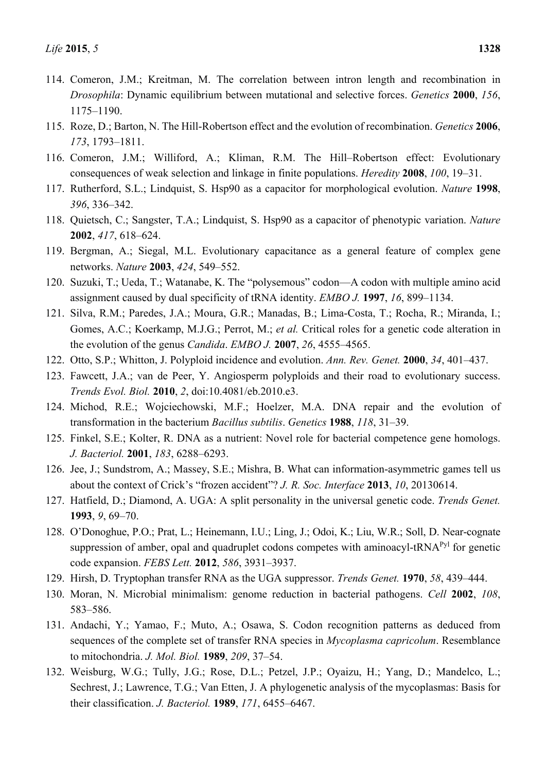114. Comeron, J.M.; Kreitman, M. The correlation between intron length and recombination in *Drosophila*: Dynamic equilibrium between mutational and selective forces. *Genetics* **2000**, *156*, 1175–1190.
115. Roze, D.; Barton, N. The Hill-Robertson effect and the evolution of recombination. *Genetics* **2006**, *173*, 1793–1811.
116. Comeron, J.M.; Williford, A.; Kliman, R.M. The Hill–Robertson effect: Evolutionary consequences of weak selection and linkage in finite populations. *Heredity* **2008**, *100*, 19–31.
117. Rutherford, S.L.; Lindquist, S. Hsp90 as a capacitor for morphological evolution. *Nature* **1998**, *396*, 336–342.
118. Quietsch, C.; Sangster, T.A.; Lindquist, S. Hsp90 as a capacitor of phenotypic variation. *Nature* **2002**, *417*, 618–624.
119. Bergman, A.; Siegal, M.L. Evolutionary capacitance as a general feature of complex gene networks. *Nature* **2003**, *424*, 549–552.
120. Suzuki, T.; Ueda, T.; Watanabe, K. The "polysemous" codon—A codon with multiple amino acid assignment caused by dual specificity of tRNA identity. *EMBO J.* **1997**, *16*, 899–1134.
121. Silva, R.M.; Paredes, J.A.; Moura, G.R.; Manadas, B.; Lima-Costa, T.; Rocha, R.; Miranda, I.; Gomes, A.C.; Koerkamp, M.J.G.; Perrot, M.; *et al.* Critical roles for a genetic code alteration in the evolution of the genus *Candida*. *EMBO J.* **2007**, *26*, 4555–4565.
122. Otto, S.P.; Whitton, J. Polyploid incidence and evolution. *Ann. Rev. Genet.* **2000**, *34*, 401–437.
123. Fawcett, J.A.; van de Peer, Y. Angiosperm polyploids and their road to evolutionary success. *Trends Evol. Biol.* **2010**, *2*, doi:10.4081/eb.2010.e3.
124. Michod, R.E.; Wojciechowski, M.F.; Hoelzer, M.A. DNA repair and the evolution of transformation in the bacterium *Bacillus subtilis*. *Genetics* **1988**, *118*, 31–39.
125. Finkel, S.E.; Kolter, R. DNA as a nutrient: Novel role for bacterial competence gene homologs. *J. Bacteriol.* **2001**, *183*, 6288–6293.
126. Jee, J.; Sundstrom, A.; Massey, S.E.; Mishra, B. What can information-asymmetric games tell us about the context of Crick's "frozen accident"? *J. R. Soc. Interface* **2013**, *10*, 20130614.
127. Hatfield, D.; Diamond, A. UGA: A split personality in the universal genetic code. *Trends Genet.* **1993**, *9*, 69–70.
128. O'Donoghue, P.O.; Prat, L.; Heinemann, I.U.; Ling, J.; Odoi, K.; Liu, W.R.; Soll, D. Near-cognate suppression of amber, opal and quadruplet codons competes with aminoacyl-tRNA$^{Pyl}$ for genetic code expansion. *FEBS Lett.* **2012**, *586*, 3931–3937.
129. Hirsh, D. Tryptophan transfer RNA as the UGA suppressor. *Trends Genet.* **1970**, *58*, 439–444.
130. Moran, N. Microbial minimalism: genome reduction in bacterial pathogens. *Cell* **2002**, *108*, 583–586.
131. Andachi, Y.; Yamao, F.; Muto, A.; Osawa, S. Codon recognition patterns as deduced from sequences of the complete set of transfer RNA species in *Mycoplasma capricolum*. Resemblance to mitochondria. *J. Mol. Biol.* **1989**, *209*, 37–54.
132. Weisburg, W.G.; Tully, J.G.; Rose, D.L.; Petzel, J.P.; Oyaizu, H.; Yang, D.; Mandelco, L.; Sechrest, J.; Lawrence, T.G.; Van Etten, J. A phylogenetic analysis of the mycoplasmas: Basis for their classification. *J. Bacteriol.* **1989**, *171*, 6455–6467.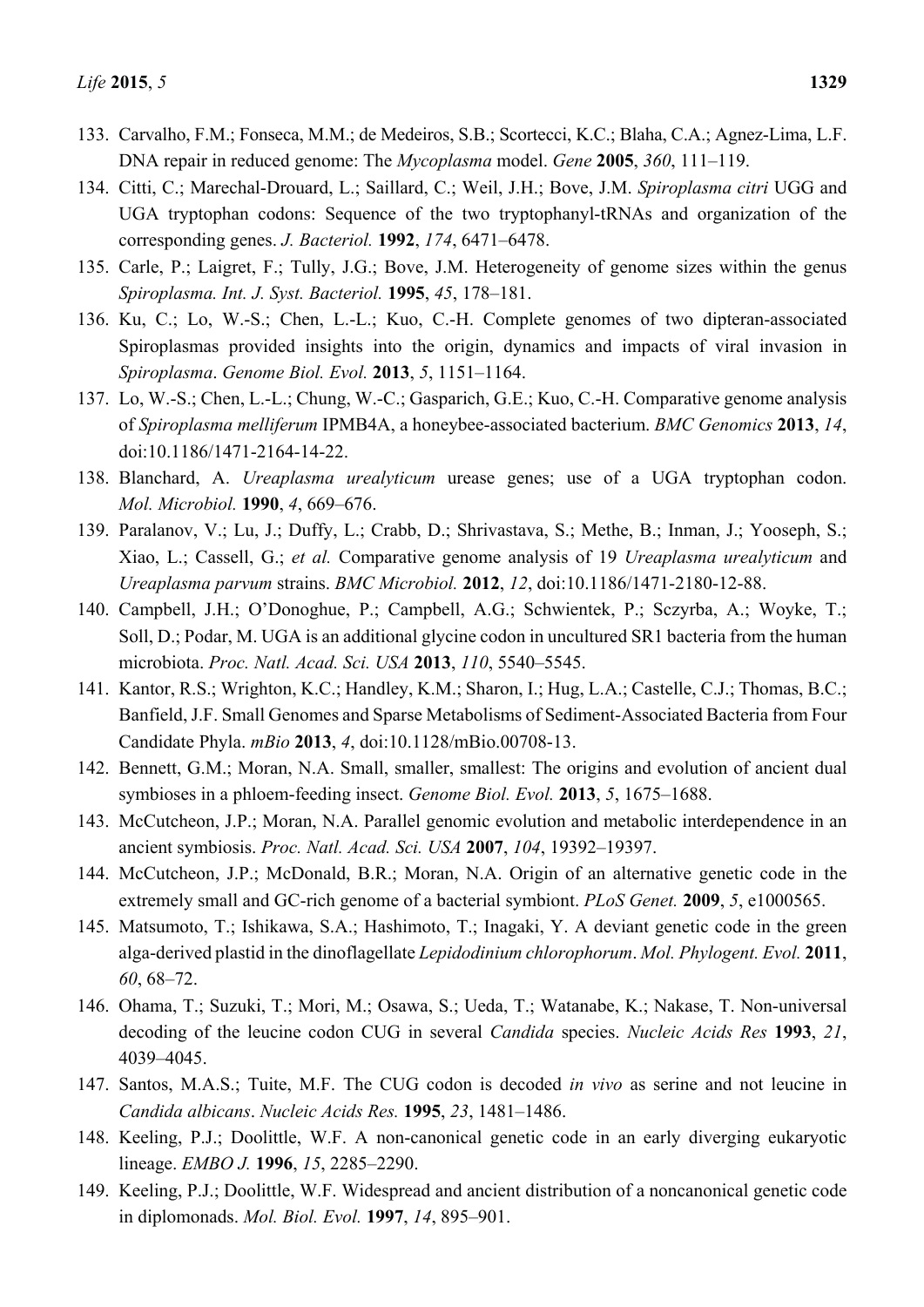133. Carvalho, F.M.; Fonseca, M.M.; de Medeiros, S.B.; Scortecci, K.C.; Blaha, C.A.; Agnez-Lima, L.F. DNA repair in reduced genome: The *Mycoplasma* model. *Gene* **2005**, *360*, 111–119.
134. Citti, C.; Marechal-Drouard, L.; Saillard, C.; Weil, J.H.; Bove, J.M. *Spiroplasma citri* UGG and UGA tryptophan codons: Sequence of the two tryptophanyl-tRNAs and organization of the corresponding genes. *J. Bacteriol.* **1992**, *174*, 6471–6478.
135. Carle, P.; Laigret, F.; Tully, J.G.; Bove, J.M. Heterogeneity of genome sizes within the genus *Spiroplasma. Int. J. Syst. Bacteriol.* **1995**, *45*, 178–181.
136. Ku, C.; Lo, W.-S.; Chen, L.-L.; Kuo, C.-H. Complete genomes of two dipteran-associated Spiroplasmas provided insights into the origin, dynamics and impacts of viral invasion in *Spiroplasma*. *Genome Biol. Evol.* **2013**, *5*, 1151–1164.
137. Lo, W.-S.; Chen, L.-L.; Chung, W.-C.; Gasparich, G.E.; Kuo, C.-H. Comparative genome analysis of *Spiroplasma melliferum* IPMB4A, a honeybee-associated bacterium. *BMC Genomics* **2013**, *14*, doi:10.1186/1471-2164-14-22.
138. Blanchard, A. *Ureaplasma urealyticum* urease genes; use of a UGA tryptophan codon. *Mol. Microbiol.* **1990**, *4*, 669–676.
139. Paralanov, V.; Lu, J.; Duffy, L.; Crabb, D.; Shrivastava, S.; Methe, B.; Inman, J.; Yooseph, S.; Xiao, L.; Cassell, G.; *et al.* Comparative genome analysis of 19 *Ureaplasma urealyticum* and *Ureaplasma parvum* strains. *BMC Microbiol.* **2012**, *12*, doi:10.1186/1471-2180-12-88.
140. Campbell, J.H.; O'Donoghue, P.; Campbell, A.G.; Schwientek, P.; Sczyrba, A.; Woyke, T.; Soll, D.; Podar, M. UGA is an additional glycine codon in uncultured SR1 bacteria from the human microbiota. *Proc. Natl. Acad. Sci. USA* **2013**, *110*, 5540–5545.
141. Kantor, R.S.; Wrighton, K.C.; Handley, K.M.; Sharon, I.; Hug, L.A.; Castelle, C.J.; Thomas, B.C.; Banfield, J.F. Small Genomes and Sparse Metabolisms of Sediment-Associated Bacteria from Four Candidate Phyla. *mBio* **2013**, *4*, doi:10.1128/mBio.00708-13.
142. Bennett, G.M.; Moran, N.A. Small, smaller, smallest: The origins and evolution of ancient dual symbioses in a phloem-feeding insect. *Genome Biol. Evol.* **2013**, *5*, 1675–1688.
143. McCutcheon, J.P.; Moran, N.A. Parallel genomic evolution and metabolic interdependence in an ancient symbiosis. *Proc. Natl. Acad. Sci. USA* **2007**, *104*, 19392–19397.
144. McCutcheon, J.P.; McDonald, B.R.; Moran, N.A. Origin of an alternative genetic code in the extremely small and GC-rich genome of a bacterial symbiont. *PLoS Genet.* **2009**, *5*, e1000565.
145. Matsumoto, T.; Ishikawa, S.A.; Hashimoto, T.; Inagaki, Y. A deviant genetic code in the green alga-derived plastid in the dinoflagellate *Lepidodinium chlorophorum*. *Mol. Phylogent. Evol.* **2011**, *60*, 68–72.
146. Ohama, T.; Suzuki, T.; Mori, M.; Osawa, S.; Ueda, T.; Watanabe, K.; Nakase, T. Non-universal decoding of the leucine codon CUG in several *Candida* species. *Nucleic Acids Res* **1993**, *21*, 4039–4045.
147. Santos, M.A.S.; Tuite, M.F. The CUG codon is decoded *in vivo* as serine and not leucine in *Candida albicans*. *Nucleic Acids Res.* **1995**, *23*, 1481–1486.
148. Keeling, P.J.; Doolittle, W.F. A non-canonical genetic code in an early diverging eukaryotic lineage. *EMBO J.* **1996**, *15*, 2285–2290.
149. Keeling, P.J.; Doolittle, W.F. Widespread and ancient distribution of a noncanonical genetic code in diplomonads. *Mol. Biol. Evol.* **1997**, *14*, 895–901.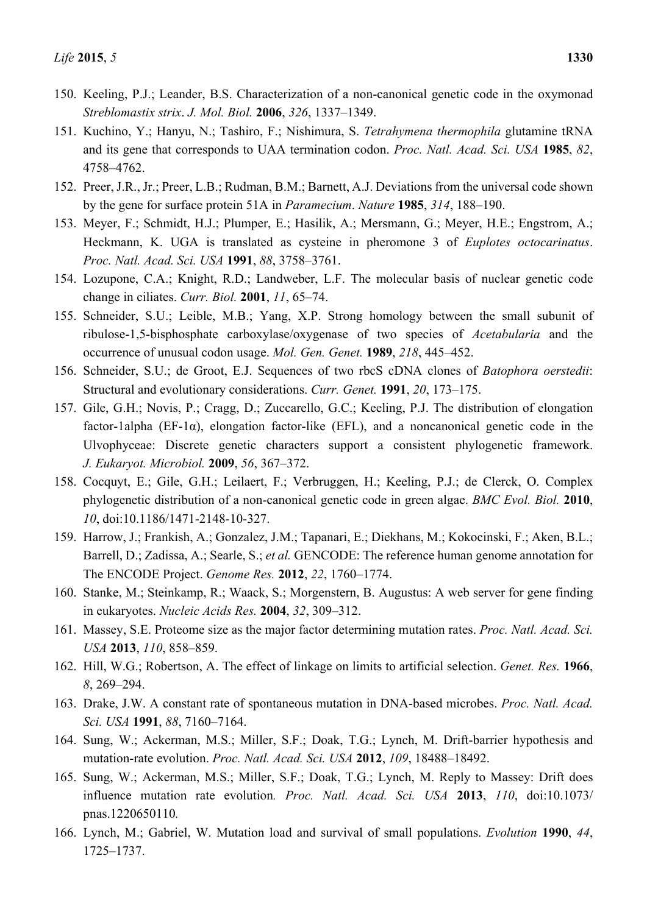150. Keeling, P.J.; Leander, B.S. Characterization of a non-canonical genetic code in the oxymonad *Streblomastix strix*. *J. Mol. Biol.* **2006**, *326*, 1337–1349.
151. Kuchino, Y.; Hanyu, N.; Tashiro, F.; Nishimura, S. *Tetrahymena thermophila* glutamine tRNA and its gene that corresponds to UAA termination codon. *Proc. Natl. Acad. Sci. USA* **1985**, *82*, 4758–4762.
152. Preer, J.R., Jr.; Preer, L.B.; Rudman, B.M.; Barnett, A.J. Deviations from the universal code shown by the gene for surface protein 51A in *Paramecium*. *Nature* **1985**, *314*, 188–190.
153. Meyer, F.; Schmidt, H.J.; Plumper, E.; Hasilik, A.; Mersmann, G.; Meyer, H.E.; Engstrom, A.; Heckmann, K. UGA is translated as cysteine in pheromone 3 of *Euplotes octocarinatus*. *Proc. Natl. Acad. Sci. USA* **1991**, *88*, 3758–3761.
154. Lozupone, C.A.; Knight, R.D.; Landweber, L.F. The molecular basis of nuclear genetic code change in ciliates. *Curr. Biol.* **2001**, *11*, 65–74.
155. Schneider, S.U.; Leible, M.B.; Yang, X.P. Strong homology between the small subunit of ribulose-1,5-bisphosphate carboxylase/oxygenase of two species of *Acetabularia* and the occurrence of unusual codon usage. *Mol. Gen. Genet.* **1989**, *218*, 445–452.
156. Schneider, S.U.; de Groot, E.J. Sequences of two rbcS cDNA clones of *Batophora oerstedii*: Structural and evolutionary considerations. *Curr. Genet.* **1991**, *20*, 173–175.
157. Gile, G.H.; Novis, P.; Cragg, D.; Zuccarello, G.C.; Keeling, P.J. The distribution of elongation factor-1alpha (EF-1α), elongation factor-like (EFL), and a noncanonical genetic code in the Ulvophyceae: Discrete genetic characters support a consistent phylogenetic framework. *J. Eukaryot. Microbiol.* **2009**, *56*, 367–372.
158. Cocquyt, E.; Gile, G.H.; Leilaert, F.; Verbruggen, H.; Keeling, P.J.; de Clerck, O. Complex phylogenetic distribution of a non-canonical genetic code in green algae. *BMC Evol. Biol.* **2010**, *10*, doi:10.1186/1471-2148-10-327.
159. Harrow, J.; Frankish, A.; Gonzalez, J.M.; Tapanari, E.; Diekhans, M.; Kokocinski, F.; Aken, B.L.; Barrell, D.; Zadissa, A.; Searle, S.; *et al.* GENCODE: The reference human genome annotation for The ENCODE Project. *Genome Res.* **2012**, *22*, 1760–1774.
160. Stanke, M.; Steinkamp, R.; Waack, S.; Morgenstern, B. Augustus: A web server for gene finding in eukaryotes. *Nucleic Acids Res.* **2004**, *32*, 309–312.
161. Massey, S.E. Proteome size as the major factor determining mutation rates. *Proc. Natl. Acad. Sci. USA* **2013**, *110*, 858–859.
162. Hill, W.G.; Robertson, A. The effect of linkage on limits to artificial selection. *Genet. Res.* **1966**, *8*, 269–294.
163. Drake, J.W. A constant rate of spontaneous mutation in DNA-based microbes. *Proc. Natl. Acad. Sci. USA* **1991**, *88*, 7160–7164.
164. Sung, W.; Ackerman, M.S.; Miller, S.F.; Doak, T.G.; Lynch, M. Drift-barrier hypothesis and mutation-rate evolution. *Proc. Natl. Acad. Sci. USA* **2012**, *109*, 18488–18492.
165. Sung, W.; Ackerman, M.S.; Miller, S.F.; Doak, T.G.; Lynch, M. Reply to Massey: Drift does influence mutation rate evolution*. Proc. Natl. Acad. Sci. USA* **2013**, *110*, doi:10.1073/pnas.1220650110*.*
166. Lynch, M.; Gabriel, W. Mutation load and survival of small populations. *Evolution* **1990**, *44*, 1725–1737.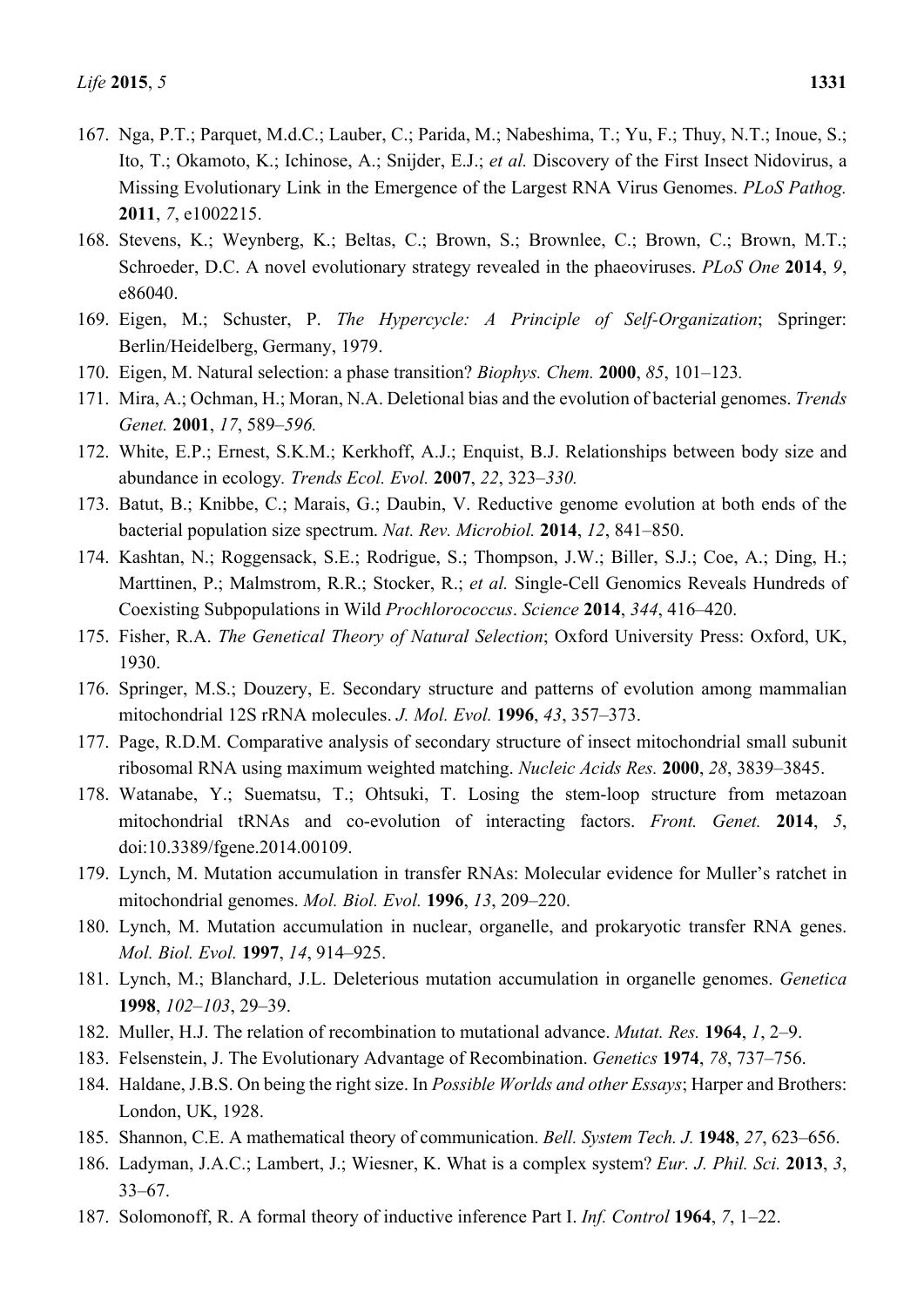167. Nga, P.T.; Parquet, M.d.C.; Lauber, C.; Parida, M.; Nabeshima, T.; Yu, F.; Thuy, N.T.; Inoue, S.; Ito, T.; Okamoto, K.; Ichinose, A.; Snijder, E.J.; *et al.* Discovery of the First Insect Nidovirus, a Missing Evolutionary Link in the Emergence of the Largest RNA Virus Genomes. *PLoS Pathog.* **2011**, *7*, e1002215.
168. Stevens, K.; Weynberg, K.; Beltas, C.; Brown, S.; Brownlee, C.; Brown, C.; Brown, M.T.; Schroeder, D.C. A novel evolutionary strategy revealed in the phaeoviruses. *PLoS One* **2014**, *9*, e86040.
169. Eigen, M.; Schuster, P. *The Hypercycle: A Principle of Self-Organization*; Springer: Berlin/Heidelberg, Germany, 1979.
170. Eigen, M. Natural selection: a phase transition? *Biophys. Chem.* **2000**, *85*, 101–123.
171. Mira, A.; Ochman, H.; Moran, N.A. Deletional bias and the evolution of bacterial genomes. *Trends Genet.* **2001**, *17*, 589–*596.*
172. White, E.P.; Ernest, S.K.M.; Kerkhoff, A.J.; Enquist, B.J. Relationships between body size and abundance in ecology*. Trends Ecol. Evol.* **2007**, *22*, 323–*330.*
173. Batut, B.; Knibbe, C.; Marais, G.; Daubin, V. Reductive genome evolution at both ends of the bacterial population size spectrum. *Nat. Rev. Microbiol.* **2014**, *12*, 841–850.
174. Kashtan, N.; Roggensack, S.E.; Rodrigue, S.; Thompson, J.W.; Biller, S.J.; Coe, A.; Ding, H.; Marttinen, P.; Malmstrom, R.R.; Stocker, R.; *et al.* Single-Cell Genomics Reveals Hundreds of Coexisting Subpopulations in Wild *Prochlorococcus*. *Science* **2014**, *344*, 416–420.
175. Fisher, R.A. *The Genetical Theory of Natural Selection*; Oxford University Press: Oxford, UK, 1930.
176. Springer, M.S.; Douzery, E. Secondary structure and patterns of evolution among mammalian mitochondrial 12S rRNA molecules. *J. Mol. Evol.* **1996**, *43*, 357–373.
177. Page, R.D.M. Comparative analysis of secondary structure of insect mitochondrial small subunit ribosomal RNA using maximum weighted matching. *Nucleic Acids Res.* **2000**, *28*, 3839–3845.
178. Watanabe, Y.; Suematsu, T.; Ohtsuki, T. Losing the stem-loop structure from metazoan mitochondrial tRNAs and co-evolution of interacting factors. *Front. Genet.* **2014**, *5*, doi:10.3389/fgene.2014.00109.
179. Lynch, M. Mutation accumulation in transfer RNAs: Molecular evidence for Muller's ratchet in mitochondrial genomes. *Mol. Biol. Evol.* **1996**, *13*, 209–220.
180. Lynch, M. Mutation accumulation in nuclear, organelle, and prokaryotic transfer RNA genes. *Mol. Biol. Evol.* **1997**, *14*, 914–925.
181. Lynch, M.; Blanchard, J.L. Deleterious mutation accumulation in organelle genomes. *Genetica* **1998**, *102–103*, 29–39.
182. Muller, H.J. The relation of recombination to mutational advance. *Mutat. Res.* **1964**, *1*, 2–9.
183. Felsenstein, J. The Evolutionary Advantage of Recombination. *Genetics* **1974**, *78*, 737–756.
184. Haldane, J.B.S. On being the right size. In *Possible Worlds and other Essays*; Harper and Brothers: London, UK, 1928.
185. Shannon, C.E. A mathematical theory of communication. *Bell. System Tech. J.* **1948**, *27*, 623–656.
186. Ladyman, J.A.C.; Lambert, J.; Wiesner, K. What is a complex system? *Eur. J. Phil. Sci.* **2013**, *3*, 33–67.
187. Solomonoff, R. A formal theory of inductive inference Part I. *Inf. Control* **1964**, *7*, 1–22.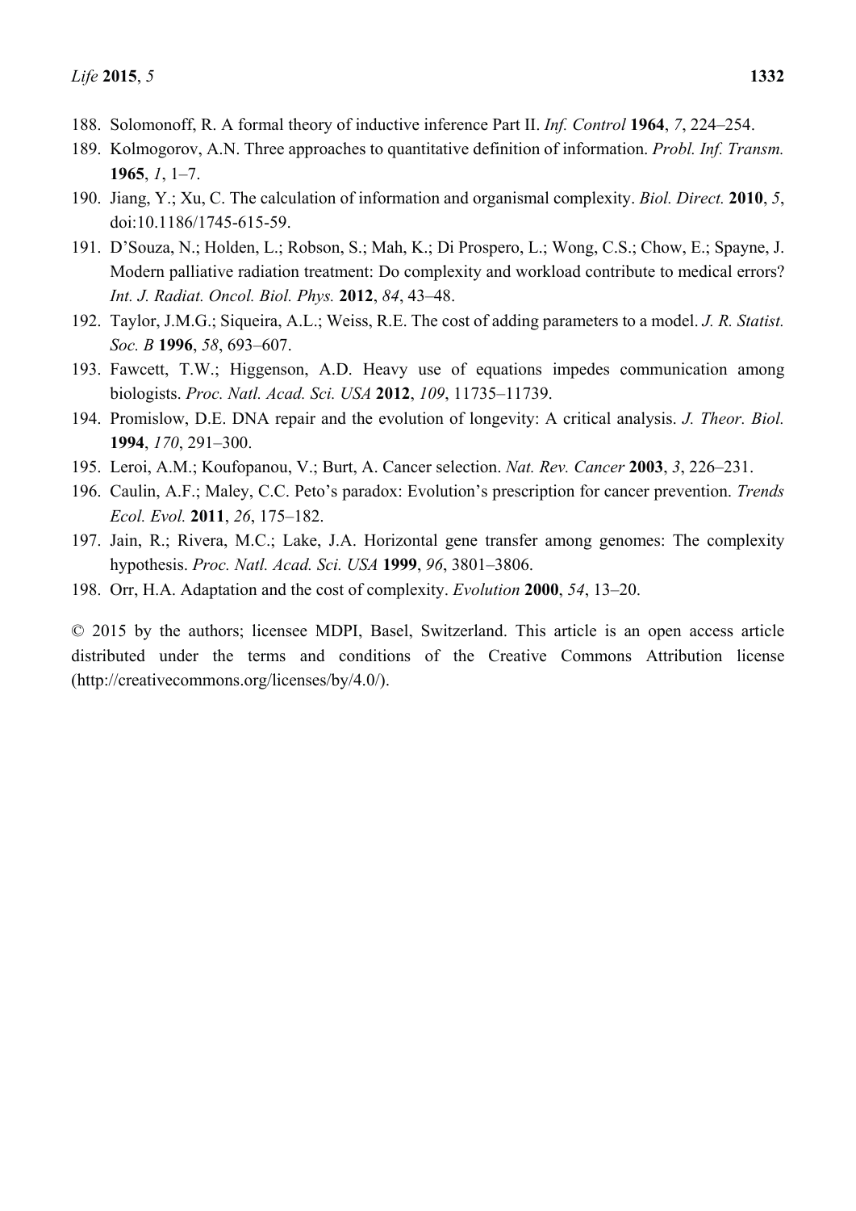188. Solomonoff, R. A formal theory of inductive inference Part II. *Inf. Control* **1964**, *7*, 224–254.
189. Kolmogorov, A.N. Three approaches to quantitative definition of information. *Probl. Inf. Transm.* **1965**, *1*, 1–7.
190. Jiang, Y.; Xu, C. The calculation of information and organismal complexity. *Biol. Direct.* **2010**, *5*, doi:10.1186/1745-615-59.
191. D'Souza, N.; Holden, L.; Robson, S.; Mah, K.; Di Prospero, L.; Wong, C.S.; Chow, E.; Spayne, J. Modern palliative radiation treatment: Do complexity and workload contribute to medical errors? *Int. J. Radiat. Oncol. Biol. Phys.* **2012**, *84*, 43–48.
192. Taylor, J.M.G.; Siqueira, A.L.; Weiss, R.E. The cost of adding parameters to a model. *J. R. Statist. Soc. B* **1996**, *58*, 693–607.
193. Fawcett, T.W.; Higgenson, A.D. Heavy use of equations impedes communication among biologists. *Proc. Natl. Acad. Sci. USA* **2012**, *109*, 11735–11739.
194. Promislow, D.E. DNA repair and the evolution of longevity: A critical analysis. *J. Theor. Biol.* **1994**, *170*, 291–300.
195. Leroi, A.M.; Koufopanou, V.; Burt, A. Cancer selection. *Nat. Rev. Cancer* **2003**, *3*, 226–231.
196. Caulin, A.F.; Maley, C.C. Peto's paradox: Evolution's prescription for cancer prevention. *Trends Ecol. Evol.* **2011**, *26*, 175–182.
197. Jain, R.; Rivera, M.C.; Lake, J.A. Horizontal gene transfer among genomes: The complexity hypothesis. *Proc. Natl. Acad. Sci. USA* **1999**, *96*, 3801–3806.
198. Orr, H.A. Adaptation and the cost of complexity. *Evolution* **2000**, *54*, 13–20.

© 2015 by the authors; licensee MDPI, Basel, Switzerland. This article is an open access article distributed under the terms and conditions of the Creative Commons Attribution license (http://creativecommons.org/licenses/by/4.0/).